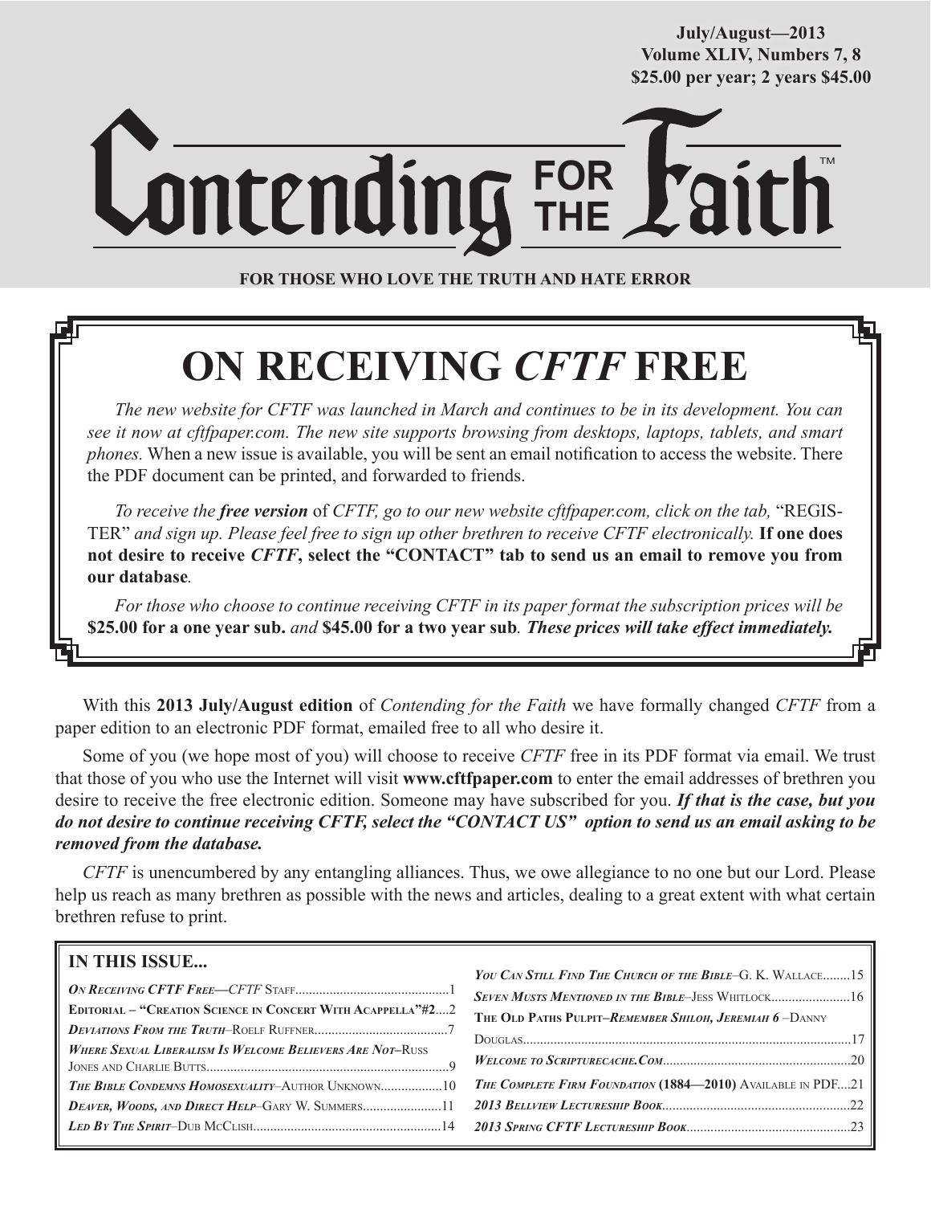July/August—2013
Volume XLIV, Numbers 7, 8
$25.00 per year; 2 years $45.00

# Contending FOR THE Faith™

**FOR THOSE WHO LOVE THE TRUTH AND HATE ERROR**

## ON RECEIVING *CFTF* FREE

*The new website for CFTF was launched in March and continues to be in its development. You can see it now at cftfpaper.com. The new site supports browsing from desktops, laptops, tablets, and smart phones.* When a new issue is available, you will be sent an email notification to access the website. There the PDF document can be printed, and forwarded to friends.

*To receive the* ***free version*** of *CFTF, go to our new website cftfpaper.com, click on the tab,* "REGISTER" *and sign up. Please feel free to sign up other brethren to receive CFTF electronically.* **If one does not desire to receive *CFTF*, select the "CONTACT" tab to send us an email to remove you from our database**.

*For those who choose to continue receiving CFTF in its paper format the subscription prices will be* **$25.00 for a one year sub.** *and* **$45.00 for a two year sub**. ***These prices will take effect immediately.***

With this **2013 July/August edition** of *Contending for the Faith* we have formally changed *CFTF* from a paper edition to an electronic PDF format, emailed free to all who desire it.

Some of you (we hope most of you) will choose to receive *CFTF* free in its PDF format via email. We trust that those of you who use the Internet will visit **www.cftfpaper.com** to enter the email addresses of brethren you desire to receive the free electronic edition. Someone may have subscribed for you. ***If that is the case, but you do not desire to continue receiving CFTF, select the "CONTACT US" option to send us an email asking to be removed from the database.***

*CFTF* is unencumbered by any entangling alliances. Thus, we owe allegiance to no one but our Lord. Please help us reach as many brethren as possible with the news and articles, dealing to a great extent with what certain brethren refuse to print.

### IN THIS ISSUE...

- *On Receiving CFTF Free*—*CFTF* Staff....1
- Editorial – "Creation Science in Concert With Acappella"#2....2
- *Deviations From the Truth*–Roelf Ruffner....7
- *Where Sexual Liberalism Is Welcome Believers Are Not*–Russ Jones and Charlie Butts....9
- *The Bible Condemns Homosexuality*–Author Unknown....10
- *Deaver, Woods, and Direct Help*–Gary W. Summers....11
- *Led By The Spirit*–Dub McClish....14
- *You Can Still Find The Church of the Bible*–G. K. Wallace....15
- *Seven Musts Mentioned in the Bible*–Jess Whitlock....16
- The Old Paths Pulpit–*Remember Shiloh, Jeremiah 6* –Danny Douglas....17
- *Welcome to Scripturecache.Com*....20
- *The Complete Firm Foundation* **(1884—2010)** Available in PDF....21
- *2013 Bellview Lectureship Book*....22
- *2013 Spring CFTF Lectureship Book*....23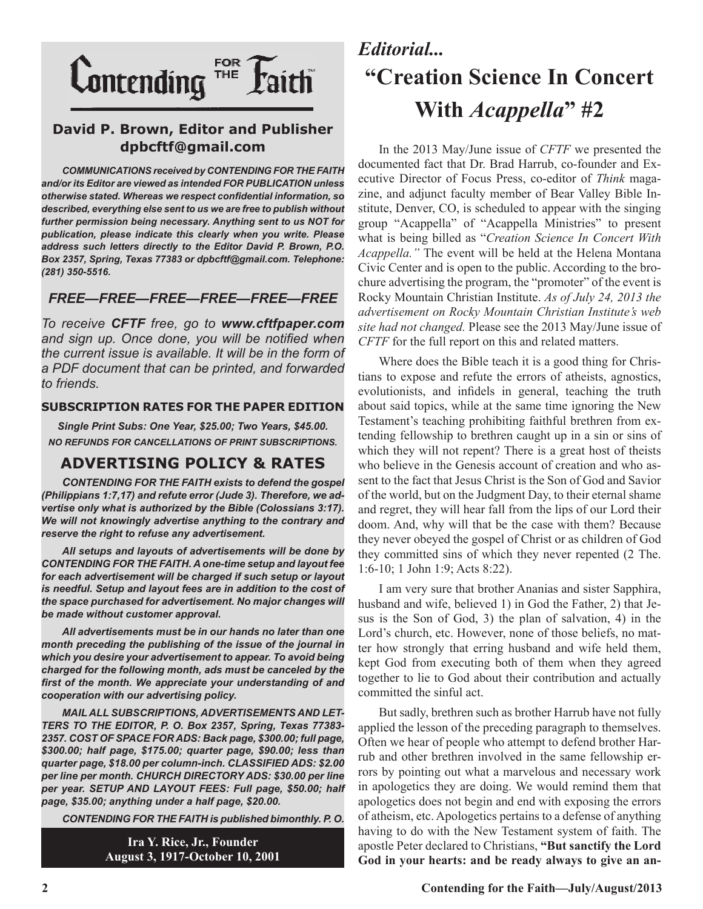# Contending FOR THE Faith™

## David P. Brown, Editor and Publisher
## dpbcftf@gmail.com

***COMMUNICATIONS received by CONTENDING FOR THE FAITH and/or its Editor are viewed as intended FOR PUBLICATION unless otherwise stated. Whereas we respect confidential information, so described, everything else sent to us we are free to publish without further permission being necessary. Anything sent to us NOT for publication, please indicate this clearly when you write. Please address such letters directly to the Editor David P. Brown, P.O. Box 2357, Spring, Texas 77383 or dpbcftf@gmail.com. Telephone: (281) 350-5516.***

### *FREE—FREE—FREE—FREE—FREE—FREE*

*To receive **CFTF** free, go to **www.cftfpaper.com** and sign up. Once done, you will be notified when the current issue is available. It will be in the form of a PDF document that can be printed, and forwarded to friends.*

**SUBSCRIPTION RATES FOR THE PAPER EDITION**

***Single Print Subs: One Year, $25.00; Two Years, $45.00.***

***NO REFUNDS FOR CANCELLATIONS OF PRINT SUBSCRIPTIONS.***

## ADVERTISING POLICY & RATES

***CONTENDING FOR THE FAITH exists to defend the gospel (Philippians 1:7,17) and refute error (Jude 3). Therefore, we advertise only what is authorized by the Bible (Colossians 3:17). We will not knowingly advertise anything to the contrary and reserve the right to refuse any advertisement.***

***All setups and layouts of advertisements will be done by CONTENDING FOR THE FAITH. A one-time setup and layout fee for each advertisement will be charged if such setup or layout is needful. Setup and layout fees are in addition to the cost of the space purchased for advertisement. No major changes will be made without customer approval.***

***All advertisements must be in our hands no later than one month preceding the publishing of the issue of the journal in which you desire your advertisement to appear. To avoid being charged for the following month, ads must be canceled by the first of the month. We appreciate your understanding of and cooperation with our advertising policy.***

***MAIL ALL SUBSCRIPTIONS, ADVERTISEMENTS AND LETTERS TO THE EDITOR, P. O. Box 2357, Spring, Texas 77383-2357. COST OF SPACE FOR ADS: Back page, $300.00; full page, $300.00; half page, $175.00; quarter page, $90.00; less than quarter page, $18.00 per column-inch. CLASSIFIED ADS: $2.00 per line per month. CHURCH DIRECTORY ADS: $30.00 per line per year. SETUP AND LAYOUT FEES: Full page, $50.00; half page, $35.00; anything under a half page, $20.00.***

***CONTENDING FOR THE FAITH is published bimonthly. P. O.***

**Ira Y. Rice, Jr., Founder**
**August 3, 1917-October 10, 2001**

# *Editorial...*
# "Creation Science In Concert With *Acappella*" #2

In the 2013 May/June issue of *CFTF* we presented the documented fact that Dr. Brad Harrub, co-founder and Executive Director of Focus Press, co-editor of *Think* magazine, and adjunct faculty member of Bear Valley Bible Institute, Denver, CO, is scheduled to appear with the singing group "Acappella" of "Acappella Ministries" to present what is being billed as "*Creation Science In Concert With Acappella.*" The event will be held at the Helena Montana Civic Center and is open to the public. According to the brochure advertising the program, the "promoter" of the event is Rocky Mountain Christian Institute. *As of July 24, 2013 the advertisement on Rocky Mountain Christian Institute's web site had not changed.* Please see the 2013 May/June issue of *CFTF* for the full report on this and related matters.

Where does the Bible teach it is a good thing for Christians to expose and refute the errors of atheists, agnostics, evolutionists, and infidels in general, teaching the truth about said topics, while at the same time ignoring the New Testament's teaching prohibiting faithful brethren from extending fellowship to brethren caught up in a sin or sins of which they will not repent? There is a great host of theists who believe in the Genesis account of creation and who assent to the fact that Jesus Christ is the Son of God and Savior of the world, but on the Judgment Day, to their eternal shame and regret, they will hear fall from the lips of our Lord their doom. And, why will that be the case with them? Because they never obeyed the gospel of Christ or as children of God they committed sins of which they never repented (2 The. 1:6-10; 1 John 1:9; Acts 8:22).

I am very sure that brother Ananias and sister Sapphira, husband and wife, believed 1) in God the Father, 2) that Jesus is the Son of God, 3) the plan of salvation, 4) in the Lord's church, etc. However, none of those beliefs, no matter how strongly that erring husband and wife held them, kept God from executing both of them when they agreed together to lie to God about their contribution and actually committed the sinful act.

But sadly, brethren such as brother Harrub have not fully applied the lesson of the preceding paragraph to themselves. Often we hear of people who attempt to defend brother Harrub and other brethren involved in the same fellowship errors by pointing out what a marvelous and necessary work in apologetics they are doing. We would remind them that apologetics does not begin and end with exposing the errors of atheism, etc. Apologetics pertains to a defense of anything having to do with the New Testament system of faith. The apostle Peter declared to Christians, **"But sanctify the Lord God in your hearts: and be ready always to give an an-**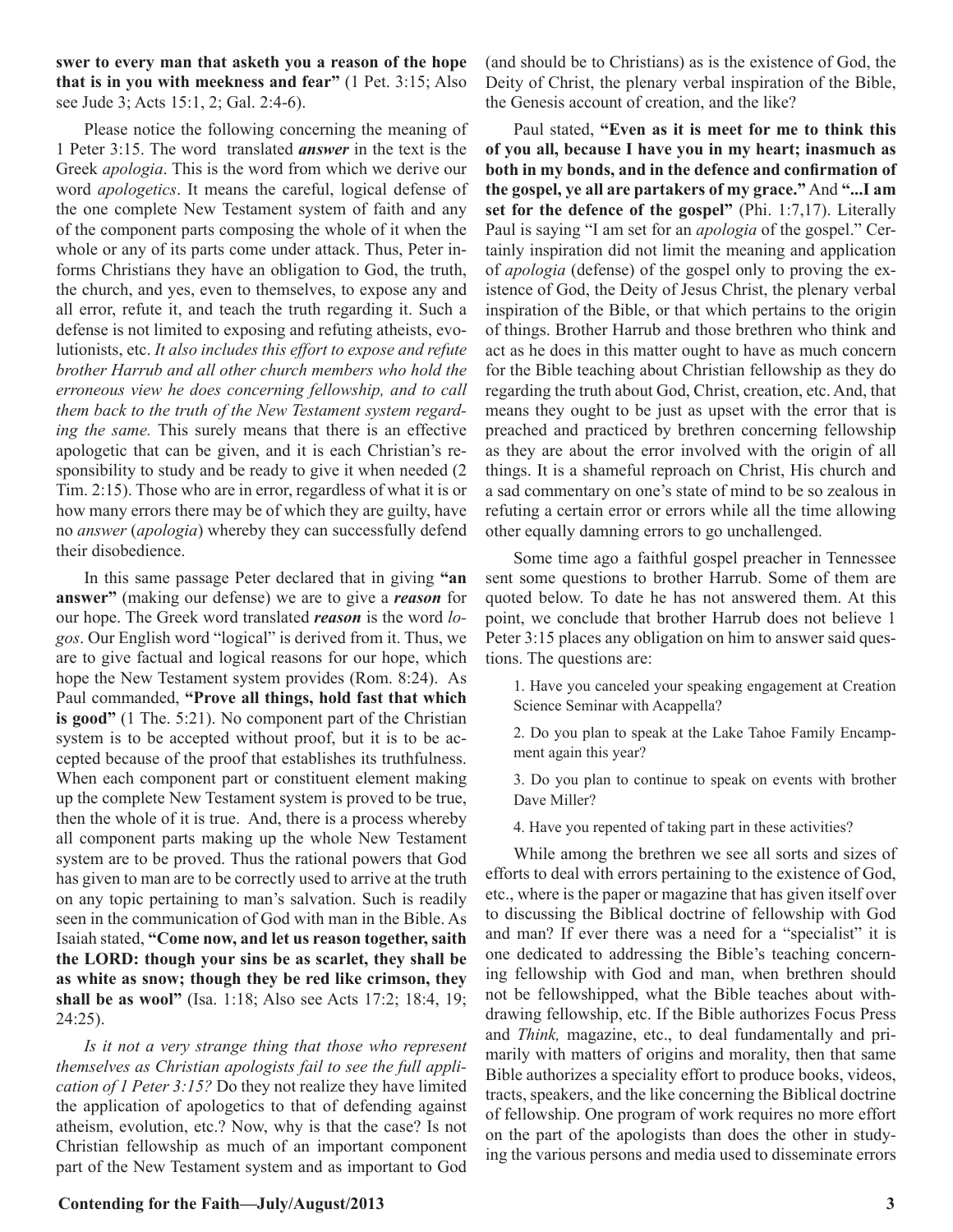**swer to every man that asketh you a reason of the hope that is in you with meekness and fear"** (1 Pet. 3:15; Also see Jude 3; Acts 15:1, 2; Gal. 2:4-6).

Please notice the following concerning the meaning of 1 Peter 3:15. The word translated ***answer*** in the text is the Greek *apologia*. This is the word from which we derive our word *apologetics*. It means the careful, logical defense of the one complete New Testament system of faith and any of the component parts composing the whole of it when the whole or any of its parts come under attack. Thus, Peter informs Christians they have an obligation to God, the truth, the church, and yes, even to themselves, to expose any and all error, refute it, and teach the truth regarding it. Such a defense is not limited to exposing and refuting atheists, evolutionists, etc. *It also includes this effort to expose and refute brother Harrub and all other church members who hold the erroneous view he does concerning fellowship, and to call them back to the truth of the New Testament system regarding the same.* This surely means that there is an effective apologetic that can be given, and it is each Christian's responsibility to study and be ready to give it when needed (2 Tim. 2:15). Those who are in error, regardless of what it is or how many errors there may be of which they are guilty, have no *answer* (*apologia*) whereby they can successfully defend their disobedience.

In this same passage Peter declared that in giving **"an answer"** (making our defense) we are to give a ***reason*** for our hope. The Greek word translated ***reason*** is the word *logos*. Our English word "logical" is derived from it. Thus, we are to give factual and logical reasons for our hope, which hope the New Testament system provides (Rom. 8:24). As Paul commanded, **"Prove all things, hold fast that which is good"** (1 The. 5:21). No component part of the Christian system is to be accepted without proof, but it is to be accepted because of the proof that establishes its truthfulness. When each component part or constituent element making up the complete New Testament system is proved to be true, then the whole of it is true. And, there is a process whereby all component parts making up the whole New Testament system are to be proved. Thus the rational powers that God has given to man are to be correctly used to arrive at the truth on any topic pertaining to man's salvation. Such is readily seen in the communication of God with man in the Bible. As Isaiah stated, **"Come now, and let us reason together, saith the LORD: though your sins be as scarlet, they shall be as white as snow; though they be red like crimson, they shall be as wool"** (Isa. 1:18; Also see Acts 17:2; 18:4, 19; 24:25).

*Is it not a very strange thing that those who represent themselves as Christian apologists fail to see the full application of 1 Peter 3:15?* Do they not realize they have limited the application of apologetics to that of defending against atheism, evolution, etc.? Now, why is that the case? Is not Christian fellowship as much of an important component part of the New Testament system and as important to God (and should be to Christians) as is the existence of God, the Deity of Christ, the plenary verbal inspiration of the Bible, the Genesis account of creation, and the like?

Paul stated, **"Even as it is meet for me to think this of you all, because I have you in my heart; inasmuch as both in my bonds, and in the defence and confirmation of the gospel, ye all are partakers of my grace."** And **"...I am set for the defence of the gospel"** (Phi. 1:7,17). Literally Paul is saying "I am set for an *apologia* of the gospel." Certainly inspiration did not limit the meaning and application of *apologia* (defense) of the gospel only to proving the existence of God, the Deity of Jesus Christ, the plenary verbal inspiration of the Bible, or that which pertains to the origin of things. Brother Harrub and those brethren who think and act as he does in this matter ought to have as much concern for the Bible teaching about Christian fellowship as they do regarding the truth about God, Christ, creation, etc. And, that means they ought to be just as upset with the error that is preached and practiced by brethren concerning fellowship as they are about the error involved with the origin of all things. It is a shameful reproach on Christ, His church and a sad commentary on one's state of mind to be so zealous in refuting a certain error or errors while all the time allowing other equally damning errors to go unchallenged.

Some time ago a faithful gospel preacher in Tennessee sent some questions to brother Harrub. Some of them are quoted below. To date he has not answered them. At this point, we conclude that brother Harrub does not believe 1 Peter 3:15 places any obligation on him to answer said questions. The questions are:

1. Have you canceled your speaking engagement at Creation Science Seminar with Acappella?
2. Do you plan to speak at the Lake Tahoe Family Encampment again this year?
3. Do you plan to continue to speak on events with brother Dave Miller?
4. Have you repented of taking part in these activities?

While among the brethren we see all sorts and sizes of efforts to deal with errors pertaining to the existence of God, etc., where is the paper or magazine that has given itself over to discussing the Biblical doctrine of fellowship with God and man? If ever there was a need for a "specialist" it is one dedicated to addressing the Bible's teaching concerning fellowship with God and man, when brethren should not be fellowshipped, what the Bible teaches about withdrawing fellowship, etc. If the Bible authorizes Focus Press and *Think,* magazine, etc., to deal fundamentally and primarily with matters of origins and morality, then that same Bible authorizes a speciality effort to produce books, videos, tracts, speakers, and the like concerning the Biblical doctrine of fellowship. One program of work requires no more effort on the part of the apologists than does the other in studying the various persons and media used to disseminate errors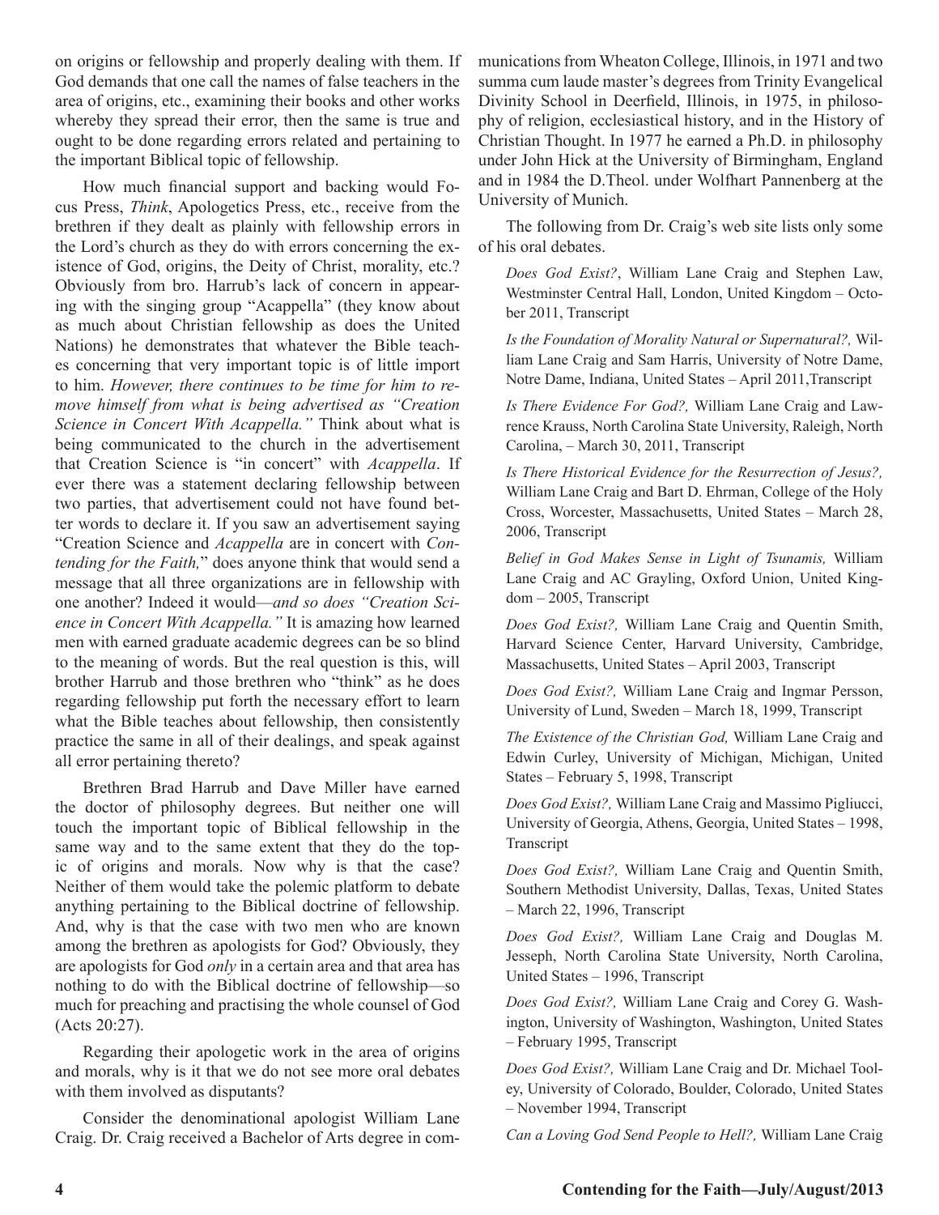on origins or fellowship and properly dealing with them. If God demands that one call the names of false teachers in the area of origins, etc., examining their books and other works whereby they spread their error, then the same is true and ought to be done regarding errors related and pertaining to the important Biblical topic of fellowship.

How much financial support and backing would Focus Press, *Think*, Apologetics Press, etc., receive from the brethren if they dealt as plainly with fellowship errors in the Lord's church as they do with errors concerning the existence of God, origins, the Deity of Christ, morality, etc.? Obviously from bro. Harrub's lack of concern in appearing with the singing group "Acappella" (they know about as much about Christian fellowship as does the United Nations) he demonstrates that whatever the Bible teaches concerning that very important topic is of little import to him. *However, there continues to be time for him to remove himself from what is being advertised as "Creation Science in Concert With Acappella."* Think about what is being communicated to the church in the advertisement that Creation Science is "in concert" with *Acappella*. If ever there was a statement declaring fellowship between two parties, that advertisement could not have found better words to declare it. If you saw an advertisement saying "Creation Science and *Acappella* are in concert with *Contending for the Faith,*" does anyone think that would send a message that all three organizations are in fellowship with one another? Indeed it would—*and so does "Creation Science in Concert With Acappella."* It is amazing how learned men with earned graduate academic degrees can be so blind to the meaning of words. But the real question is this, will brother Harrub and those brethren who "think" as he does regarding fellowship put forth the necessary effort to learn what the Bible teaches about fellowship, then consistently practice the same in all of their dealings, and speak against all error pertaining thereto?

Brethren Brad Harrub and Dave Miller have earned the doctor of philosophy degrees. But neither one will touch the important topic of Biblical fellowship in the same way and to the same extent that they do the topic of origins and morals. Now why is that the case? Neither of them would take the polemic platform to debate anything pertaining to the Biblical doctrine of fellowship. And, why is that the case with two men who are known among the brethren as apologists for God? Obviously, they are apologists for God *only* in a certain area and that area has nothing to do with the Biblical doctrine of fellowship—so much for preaching and practising the whole counsel of God (Acts 20:27).

Regarding their apologetic work in the area of origins and morals, why is it that we do not see more oral debates with them involved as disputants?

Consider the denominational apologist William Lane Craig. Dr. Craig received a Bachelor of Arts degree in communications from Wheaton College, Illinois, in 1971 and two summa cum laude master's degrees from Trinity Evangelical Divinity School in Deerfield, Illinois, in 1975, in philosophy of religion, ecclesiastical history, and in the History of Christian Thought. In 1977 he earned a Ph.D. in philosophy under John Hick at the University of Birmingham, England and in 1984 the D.Theol. under Wolfhart Pannenberg at the University of Munich.

The following from Dr. Craig's web site lists only some of his oral debates.

> *Does God Exist?*, William Lane Craig and Stephen Law, Westminster Central Hall, London, United Kingdom – October 2011, Transcript
>
> *Is the Foundation of Morality Natural or Supernatural?,* William Lane Craig and Sam Harris, University of Notre Dame, Notre Dame, Indiana, United States – April 2011,Transcript
>
> *Is There Evidence For God?,* William Lane Craig and Lawrence Krauss, North Carolina State University, Raleigh, North Carolina, – March 30, 2011, Transcript
>
> *Is There Historical Evidence for the Resurrection of Jesus?,* William Lane Craig and Bart D. Ehrman, College of the Holy Cross, Worcester, Massachusetts, United States – March 28, 2006, Transcript
>
> *Belief in God Makes Sense in Light of Tsunamis,* William Lane Craig and AC Grayling, Oxford Union, United Kingdom – 2005, Transcript
>
> *Does God Exist?,* William Lane Craig and Quentin Smith, Harvard Science Center, Harvard University, Cambridge, Massachusetts, United States – April 2003, Transcript
>
> *Does God Exist?,* William Lane Craig and Ingmar Persson, University of Lund, Sweden – March 18, 1999, Transcript
>
> *The Existence of the Christian God,* William Lane Craig and Edwin Curley, University of Michigan, Michigan, United States – February 5, 1998, Transcript
>
> *Does God Exist?,* William Lane Craig and Massimo Pigliucci, University of Georgia, Athens, Georgia, United States – 1998, Transcript
>
> *Does God Exist?,* William Lane Craig and Quentin Smith, Southern Methodist University, Dallas, Texas, United States – March 22, 1996, Transcript
>
> *Does God Exist?,* William Lane Craig and Douglas M. Jesseph, North Carolina State University, North Carolina, United States – 1996, Transcript
>
> *Does God Exist?,* William Lane Craig and Corey G. Washington, University of Washington, Washington, United States – February 1995, Transcript
>
> *Does God Exist?,* William Lane Craig and Dr. Michael Tooley, University of Colorado, Boulder, Colorado, United States – November 1994, Transcript
>
> *Can a Loving God Send People to Hell?,* William Lane Craig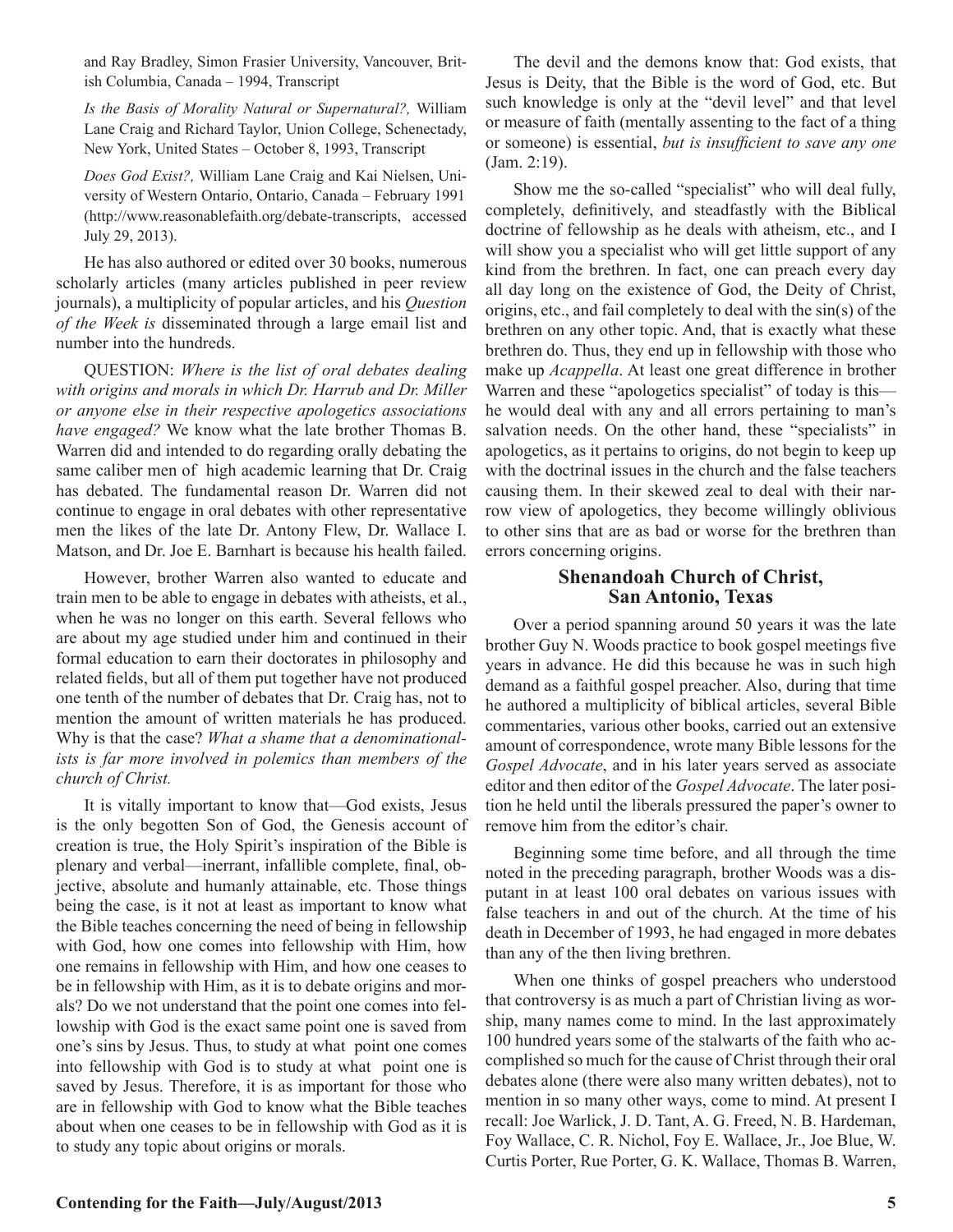and Ray Bradley, Simon Frasier University, Vancouver, British Columbia, Canada – 1994, Transcript

*Is the Basis of Morality Natural or Supernatural?,* William Lane Craig and Richard Taylor, Union College, Schenectady, New York, United States – October 8, 1993, Transcript

*Does God Exist?,* William Lane Craig and Kai Nielsen, University of Western Ontario, Ontario, Canada – February 1991 (http://www.reasonablefaith.org/debate-transcripts, accessed July 29, 2013).

He has also authored or edited over 30 books, numerous scholarly articles (many articles published in peer review journals), a multiplicity of popular articles, and his *Question of the Week is* disseminated through a large email list and number into the hundreds.

QUESTION: *Where is the list of oral debates dealing with origins and morals in which Dr. Harrub and Dr. Miller or anyone else in their respective apologetics associations have engaged?* We know what the late brother Thomas B. Warren did and intended to do regarding orally debating the same caliber men of high academic learning that Dr. Craig has debated. The fundamental reason Dr. Warren did not continue to engage in oral debates with other representative men the likes of the late Dr. Antony Flew, Dr. Wallace I. Matson, and Dr. Joe E. Barnhart is because his health failed.

However, brother Warren also wanted to educate and train men to be able to engage in debates with atheists, et al., when he was no longer on this earth. Several fellows who are about my age studied under him and continued in their formal education to earn their doctorates in philosophy and related fields, but all of them put together have not produced one tenth of the number of debates that Dr. Craig has, not to mention the amount of written materials he has produced. Why is that the case? *What a shame that a denominationalists is far more involved in polemics than members of the church of Christ.*

It is vitally important to know that—God exists, Jesus is the only begotten Son of God, the Genesis account of creation is true, the Holy Spirit's inspiration of the Bible is plenary and verbal—inerrant, infallible complete, final, objective, absolute and humanly attainable, etc. Those things being the case, is it not at least as important to know what the Bible teaches concerning the need of being in fellowship with God, how one comes into fellowship with Him, how one remains in fellowship with Him, and how one ceases to be in fellowship with Him, as it is to debate origins and morals? Do we not understand that the point one comes into fellowship with God is the exact same point one is saved from one's sins by Jesus. Thus, to study at what point one comes into fellowship with God is to study at what point one is saved by Jesus. Therefore, it is as important for those who are in fellowship with God to know what the Bible teaches about when one ceases to be in fellowship with God as it is to study any topic about origins or morals.

The devil and the demons know that: God exists, that Jesus is Deity, that the Bible is the word of God, etc. But such knowledge is only at the "devil level" and that level or measure of faith (mentally assenting to the fact of a thing or someone) is essential, *but is insufficient to save any one* (Jam. 2:19).

Show me the so-called "specialist" who will deal fully, completely, definitively, and steadfastly with the Biblical doctrine of fellowship as he deals with atheism, etc., and I will show you a specialist who will get little support of any kind from the brethren. In fact, one can preach every day all day long on the existence of God, the Deity of Christ, origins, etc., and fail completely to deal with the sin(s) of the brethren on any other topic. And, that is exactly what these brethren do. Thus, they end up in fellowship with those who make up *Acappella*. At least one great difference in brother Warren and these "apologetics specialist" of today is this—he would deal with any and all errors pertaining to man's salvation needs. On the other hand, these "specialists" in apologetics, as it pertains to origins, do not begin to keep up with the doctrinal issues in the church and the false teachers causing them. In their skewed zeal to deal with their narrow view of apologetics, they become willingly oblivious to other sins that are as bad or worse for the brethren than errors concerning origins.

## Shenandoah Church of Christ, San Antonio, Texas

Over a period spanning around 50 years it was the late brother Guy N. Woods practice to book gospel meetings five years in advance. He did this because he was in such high demand as a faithful gospel preacher. Also, during that time he authored a multiplicity of biblical articles, several Bible commentaries, various other books, carried out an extensive amount of correspondence, wrote many Bible lessons for the *Gospel Advocate*, and in his later years served as associate editor and then editor of the *Gospel Advocate*. The later position he held until the liberals pressured the paper's owner to remove him from the editor's chair.

Beginning some time before, and all through the time noted in the preceding paragraph, brother Woods was a disputant in at least 100 oral debates on various issues with false teachers in and out of the church. At the time of his death in December of 1993, he had engaged in more debates than any of the then living brethren.

When one thinks of gospel preachers who understood that controversy is as much a part of Christian living as worship, many names come to mind. In the last approximately 100 hundred years some of the stalwarts of the faith who accomplished so much for the cause of Christ through their oral debates alone (there were also many written debates), not to mention in so many other ways, come to mind. At present I recall: Joe Warlick, J. D. Tant, A. G. Freed, N. B. Hardeman, Foy Wallace, C. R. Nichol, Foy E. Wallace, Jr., Joe Blue, W. Curtis Porter, Rue Porter, G. K. Wallace, Thomas B. Warren,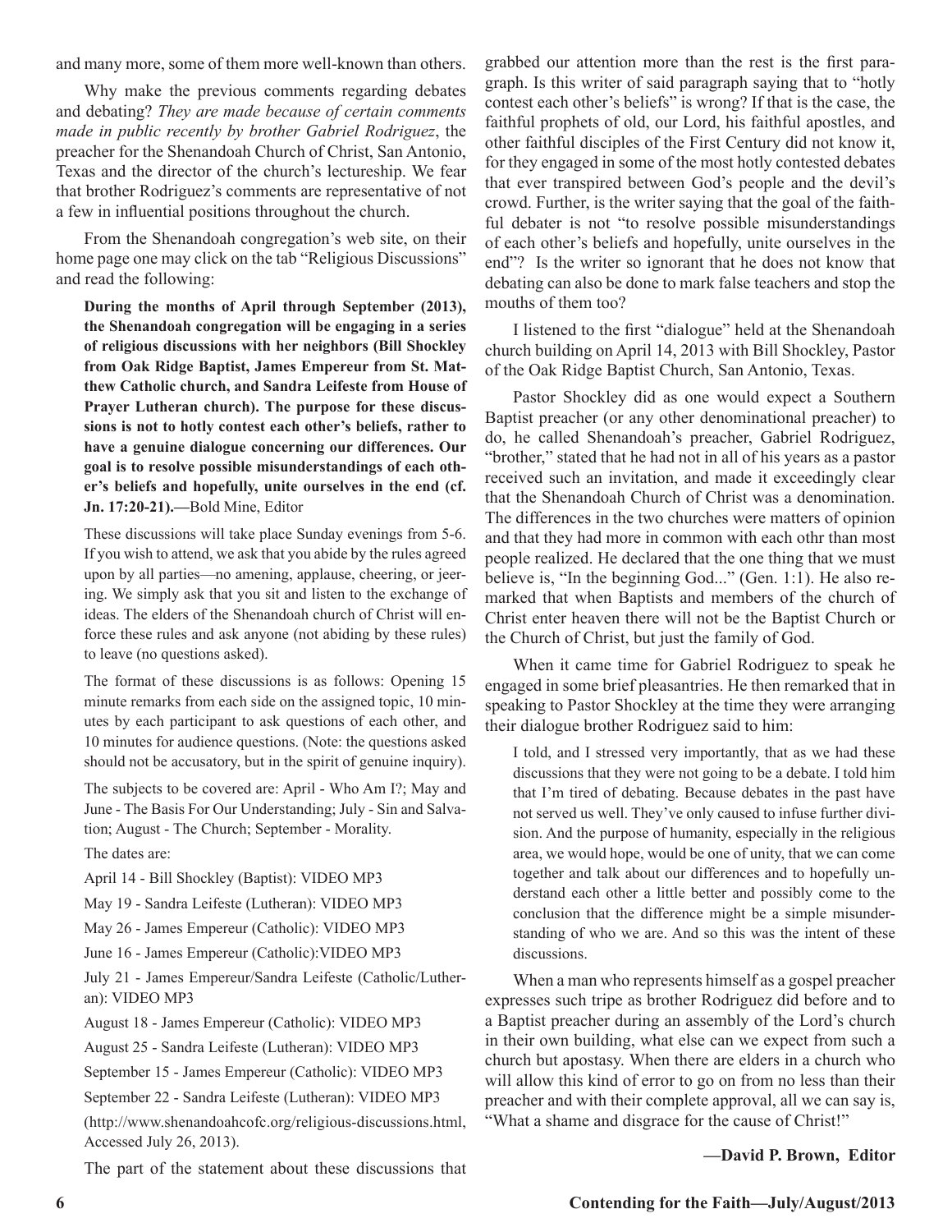and many more, some of them more well-known than others.

Why make the previous comments regarding debates and debating? *They are made because of certain comments made in public recently by brother Gabriel Rodriguez*, the preacher for the Shenandoah Church of Christ, San Antonio, Texas and the director of the church's lectureship. We fear that brother Rodriguez's comments are representative of not a few in influential positions throughout the church.

From the Shenandoah congregation's web site, on their home page one may click on the tab "Religious Discussions" and read the following:

> **During the months of April through September (2013), the Shenandoah congregation will be engaging in a series of religious discussions with her neighbors (Bill Shockley from Oak Ridge Baptist, James Empereur from St. Matthew Catholic church, and Sandra Leifeste from House of Prayer Lutheran church). The purpose for these discussions is not to hotly contest each other's beliefs, rather to have a genuine dialogue concerning our differences. Our goal is to resolve possible misunderstandings of each other's beliefs and hopefully, unite ourselves in the end (cf. Jn. 17:20-21).—**Bold Mine, Editor
>
> These discussions will take place Sunday evenings from 5-6. If you wish to attend, we ask that you abide by the rules agreed upon by all parties—no amening, applause, cheering, or jeering. We simply ask that you sit and listen to the exchange of ideas. The elders of the Shenandoah church of Christ will enforce these rules and ask anyone (not abiding by these rules) to leave (no questions asked).
>
> The format of these discussions is as follows: Opening 15 minute remarks from each side on the assigned topic, 10 minutes by each participant to ask questions of each other, and 10 minutes for audience questions. (Note: the questions asked should not be accusatory, but in the spirit of genuine inquiry).
>
> The subjects to be covered are: April - Who Am I?; May and June - The Basis For Our Understanding; July - Sin and Salvation; August - The Church; September - Morality.
>
> The dates are:
>
> April 14 - Bill Shockley (Baptist): VIDEO MP3
>
> May 19 - Sandra Leifeste (Lutheran): VIDEO MP3
>
> May 26 - James Empereur (Catholic): VIDEO MP3
>
> June 16 - James Empereur (Catholic):VIDEO MP3
>
> July 21 - James Empereur/Sandra Leifeste (Catholic/Lutheran): VIDEO MP3
>
> August 18 - James Empereur (Catholic): VIDEO MP3
>
> August 25 - Sandra Leifeste (Lutheran): VIDEO MP3
>
> September 15 - James Empereur (Catholic): VIDEO MP3
>
> September 22 - Sandra Leifeste (Lutheran): VIDEO MP3
>
> (http://www.shenandoahcofc.org/religious-discussions.html, Accessed July 26, 2013).

The part of the statement about these discussions that grabbed our attention more than the rest is the first paragraph. Is this writer of said paragraph saying that to "hotly contest each other's beliefs" is wrong? If that is the case, the faithful prophets of old, our Lord, his faithful apostles, and other faithful disciples of the First Century did not know it, for they engaged in some of the most hotly contested debates that ever transpired between God's people and the devil's crowd. Further, is the writer saying that the goal of the faithful debater is not "to resolve possible misunderstandings of each other's beliefs and hopefully, unite ourselves in the end"? Is the writer so ignorant that he does not know that debating can also be done to mark false teachers and stop the mouths of them too?

I listened to the first "dialogue" held at the Shenandoah church building on April 14, 2013 with Bill Shockley, Pastor of the Oak Ridge Baptist Church, San Antonio, Texas.

Pastor Shockley did as one would expect a Southern Baptist preacher (or any other denominational preacher) to do, he called Shenandoah's preacher, Gabriel Rodriguez, "brother," stated that he had not in all of his years as a pastor received such an invitation, and made it exceedingly clear that the Shenandoah Church of Christ was a denomination. The differences in the two churches were matters of opinion and that they had more in common with each othr than most people realized. He declared that the one thing that we must believe is, "In the beginning God..." (Gen. 1:1). He also remarked that when Baptists and members of the church of Christ enter heaven there will not be the Baptist Church or the Church of Christ, but just the family of God.

When it came time for Gabriel Rodriguez to speak he engaged in some brief pleasantries. He then remarked that in speaking to Pastor Shockley at the time they were arranging their dialogue brother Rodriguez said to him:

> I told, and I stressed very importantly, that as we had these discussions that they were not going to be a debate. I told him that I'm tired of debating. Because debates in the past have not served us well. They've only caused to infuse further division. And the purpose of humanity, especially in the religious area, we would hope, would be one of unity, that we can come together and talk about our differences and to hopefully understand each other a little better and possibly come to the conclusion that the difference might be a simple misunderstanding of who we are. And so this was the intent of these discussions.

When a man who represents himself as a gospel preacher expresses such tripe as brother Rodriguez did before and to a Baptist preacher during an assembly of the Lord's church in their own building, what else can we expect from such a church but apostasy. When there are elders in a church who will allow this kind of error to go on from no less than their preacher and with their complete approval, all we can say is, "What a shame and disgrace for the cause of Christ!"

**—David P. Brown, Editor**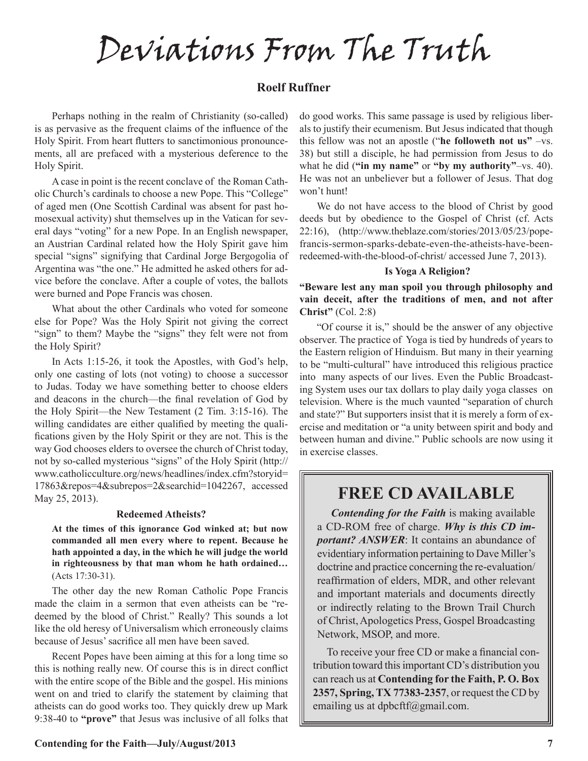# Deviations From The Truth

**Roelf Ruffner**

Perhaps nothing in the realm of Christianity (so-called) is as pervasive as the frequent claims of the influence of the Holy Spirit. From heart flutters to sanctimonious pronouncements, all are prefaced with a mysterious deference to the Holy Spirit.

A case in point is the recent conclave of the Roman Catholic Church's cardinals to choose a new Pope. This "College" of aged men (One Scottish Cardinal was absent for past homosexual activity) shut themselves up in the Vatican for several days "voting" for a new Pope. In an English newspaper, an Austrian Cardinal related how the Holy Spirit gave him special "signs" signifying that Cardinal Jorge Bergogolia of Argentina was "the one." He admitted he asked others for advice before the conclave. After a couple of votes, the ballots were burned and Pope Francis was chosen.

What about the other Cardinals who voted for someone else for Pope? Was the Holy Spirit not giving the correct "sign" to them? Maybe the "signs" they felt were not from the Holy Spirit?

In Acts 1:15-26, it took the Apostles, with God's help, only one casting of lots (not voting) to choose a successor to Judas. Today we have something better to choose elders and deacons in the church—the final revelation of God by the Holy Spirit—the New Testament (2 Tim. 3:15-16). The willing candidates are either qualified by meeting the qualifications given by the Holy Spirit or they are not. This is the way God chooses elders to oversee the church of Christ today, not by so-called mysterious "signs" of the Holy Spirit (http://www.catholicculture.org/news/headlines/index.cfm?storyid=17863&repos=4&subrepos=2&searchid=1042267, accessed May 25, 2013).

### Redeemed Atheists?

**At the times of this ignorance God winked at; but now commanded all men every where to repent. Because he hath appointed a day, in the which he will judge the world in righteousness by that man whom he hath ordained…** (Acts 17:30-31).

The other day the new Roman Catholic Pope Francis made the claim in a sermon that even atheists can be "redeemed by the blood of Christ." Really? This sounds a lot like the old heresy of Universalism which erroneously claims because of Jesus' sacrifice all men have been saved.

Recent Popes have been aiming at this for a long time so this is nothing really new. Of course this is in direct conflict with the entire scope of the Bible and the gospel. His minions went on and tried to clarify the statement by claiming that atheists can do good works too. They quickly drew up Mark 9:38-40 to **"prove"** that Jesus was inclusive of all folks that do good works. This same passage is used by religious liberals to justify their ecumenism. But Jesus indicated that though this fellow was not an apostle ("**he followeth not us"** –vs. 38) but still a disciple, he had permission from Jesus to do what he did (**"in my name"** or **"by my authority"**–vs. 40). He was not an unbeliever but a follower of Jesus. That dog won't hunt!

We do not have access to the blood of Christ by good deeds but by obedience to the Gospel of Christ (cf. Acts 22:16), (http://www.theblaze.com/stories/2013/05/23/pope-francis-sermon-sparks-debate-even-the-atheists-have-been-redeemed-with-the-blood-of-christ/ accessed June 7, 2013).

### Is Yoga A Religion?

**"Beware lest any man spoil you through philosophy and vain deceit, after the traditions of men, and not after Christ"** (Col. 2:8)

"Of course it is," should be the answer of any objective observer. The practice of Yoga is tied by hundreds of years to the Eastern religion of Hinduism. But many in their yearning to be "multi-cultural" have introduced this religious practice into many aspects of our lives. Even the Public Broadcasting System uses our tax dollars to play daily yoga classes on television. Where is the much vaunted "separation of church and state?" But supporters insist that it is merely a form of exercise and meditation or "a unity between spirit and body and between human and divine." Public schools are now using it in exercise classes.

## FREE CD AVAILABLE

***Contending for the Faith*** is making available a CD-ROM free of charge. ***Why is this CD important? ANSWER***: It contains an abundance of evidentiary information pertaining to Dave Miller's doctrine and practice concerning the re-evaluation/reaffirmation of elders, MDR, and other relevant and important materials and documents directly or indirectly relating to the Brown Trail Church of Christ, Apologetics Press, Gospel Broadcasting Network, MSOP, and more.

To receive your free CD or make a financial contribution toward this important CD's distribution you can reach us at **Contending for the Faith, P. O. Box 2357, Spring, TX 77383-2357**, or request the CD by emailing us at dpbcftf@gmail.com.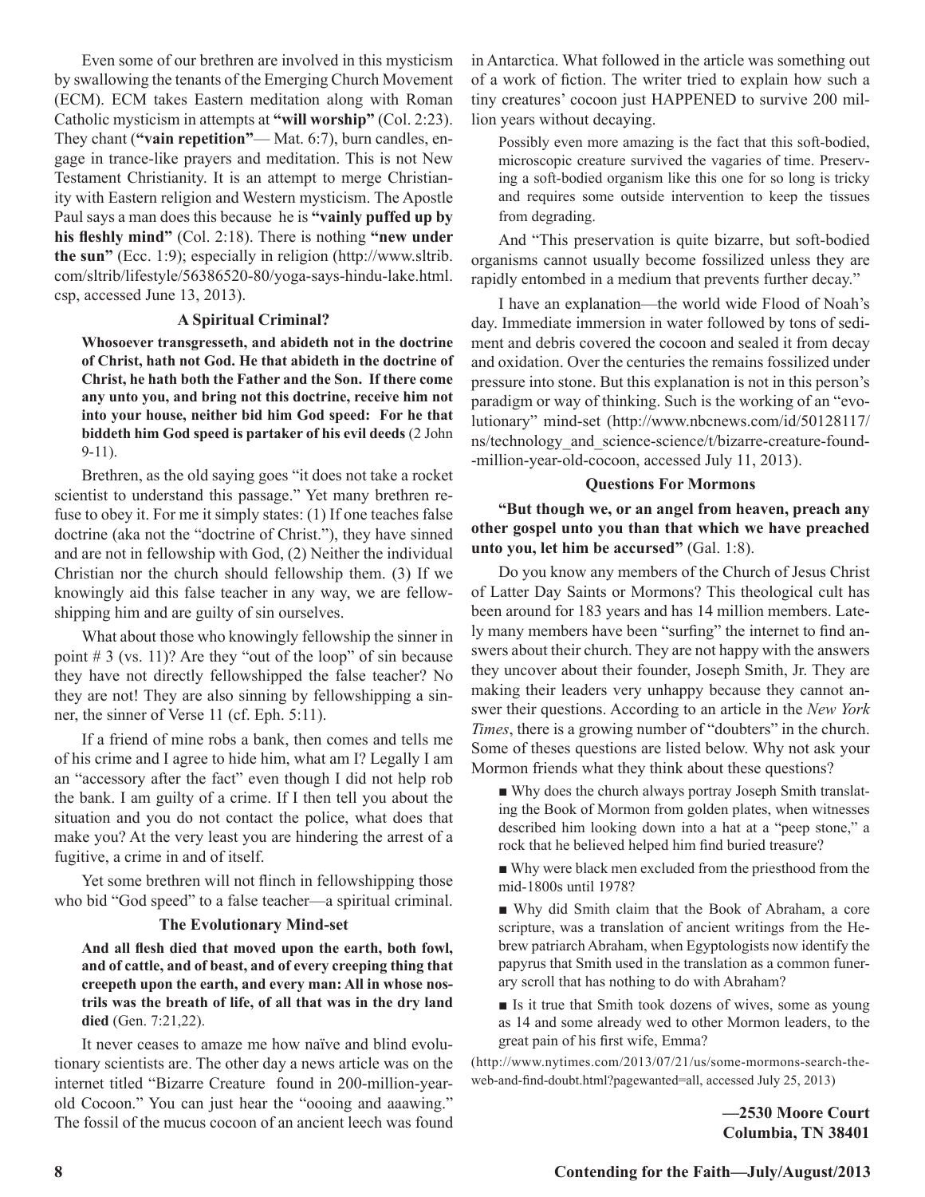Even some of our brethren are involved in this mysticism by swallowing the tenants of the Emerging Church Movement (ECM). ECM takes Eastern meditation along with Roman Catholic mysticism in attempts at **"will worship"** (Col. 2:23). They chant (**"vain repetition"**— Mat. 6:7), burn candles, engage in trance-like prayers and meditation. This is not New Testament Christianity. It is an attempt to merge Christianity with Eastern religion and Western mysticism. The Apostle Paul says a man does this because he is **"vainly puffed up by his fleshly mind"** (Col. 2:18). There is nothing **"new under the sun"** (Ecc. 1:9); especially in religion (http://www.sltrib.com/sltrib/lifestyle/56386520-80/yoga-says-hindu-lake.html.csp, accessed June 13, 2013).

### A Spiritual Criminal?

**Whosoever transgresseth, and abideth not in the doctrine of Christ, hath not God. He that abideth in the doctrine of Christ, he hath both the Father and the Son. If there come any unto you, and bring not this doctrine, receive him not into your house, neither bid him God speed: For he that biddeth him God speed is partaker of his evil deeds** (2 John 9-11).

Brethren, as the old saying goes "it does not take a rocket scientist to understand this passage." Yet many brethren refuse to obey it. For me it simply states: (1) If one teaches false doctrine (aka not the "doctrine of Christ."), they have sinned and are not in fellowship with God, (2) Neither the individual Christian nor the church should fellowship them. (3) If we knowingly aid this false teacher in any way, we are fellowshipping him and are guilty of sin ourselves.

What about those who knowingly fellowship the sinner in point # 3 (vs. 11)? Are they "out of the loop" of sin because they have not directly fellowshipped the false teacher? No they are not! They are also sinning by fellowshipping a sinner, the sinner of Verse 11 (cf. Eph. 5:11).

If a friend of mine robs a bank, then comes and tells me of his crime and I agree to hide him, what am I? Legally I am an "accessory after the fact" even though I did not help rob the bank. I am guilty of a crime. If I then tell you about the situation and you do not contact the police, what does that make you? At the very least you are hindering the arrest of a fugitive, a crime in and of itself.

Yet some brethren will not flinch in fellowshipping those who bid "God speed" to a false teacher—a spiritual criminal.

### The Evolutionary Mind-set

**And all flesh died that moved upon the earth, both fowl, and of cattle, and of beast, and of every creeping thing that creepeth upon the earth, and every man: All in whose nostrils was the breath of life, of all that was in the dry land died** (Gen. 7:21,22).

It never ceases to amaze me how naïve and blind evolutionary scientists are. The other day a news article was on the internet titled "Bizarre Creature found in 200-million-year-old Cocoon." You can just hear the "oooing and aaawing." The fossil of the mucus cocoon of an ancient leech was found in Antarctica. What followed in the article was something out of a work of fiction. The writer tried to explain how such a tiny creatures' cocoon just HAPPENED to survive 200 million years without decaying.

> Possibly even more amazing is the fact that this soft-bodied, microscopic creature survived the vagaries of time. Preserving a soft-bodied organism like this one for so long is tricky and requires some outside intervention to keep the tissues from degrading.

And "This preservation is quite bizarre, but soft-bodied organisms cannot usually become fossilized unless they are rapidly entombed in a medium that prevents further decay."

I have an explanation—the world wide Flood of Noah's day. Immediate immersion in water followed by tons of sediment and debris covered the cocoon and sealed it from decay and oxidation. Over the centuries the remains fossilized under pressure into stone. But this explanation is not in this person's paradigm or way of thinking. Such is the working of an "evolutionary" mind-set (http://www.nbcnews.com/id/50128117/ns/technology_and_science-science/t/bizarre-creature-found--million-year-old-cocoon, accessed July 11, 2013).

### Questions For Mormons

**"But though we, or an angel from heaven, preach any other gospel unto you than that which we have preached unto you, let him be accursed"** (Gal. 1:8).

Do you know any members of the Church of Jesus Christ of Latter Day Saints or Mormons? This theological cult has been around for 183 years and has 14 million members. Lately many members have been "surfing" the internet to find answers about their church. They are not happy with the answers they uncover about their founder, Joseph Smith, Jr. They are making their leaders very unhappy because they cannot answer their questions. According to an article in the *New York Times*, there is a growing number of "doubters" in the church. Some of theses questions are listed below. Why not ask your Mormon friends what they think about these questions?

- Why does the church always portray Joseph Smith translating the Book of Mormon from golden plates, when witnesses described him looking down into a hat at a "peep stone," a rock that he believed helped him find buried treasure?
- Why were black men excluded from the priesthood from the mid-1800s until 1978?
- Why did Smith claim that the Book of Abraham, a core scripture, was a translation of ancient writings from the Hebrew patriarch Abraham, when Egyptologists now identify the papyrus that Smith used in the translation as a common funerary scroll that has nothing to do with Abraham?
- Is it true that Smith took dozens of wives, some as young as 14 and some already wed to other Mormon leaders, to the great pain of his first wife, Emma?

(http://www.nytimes.com/2013/07/21/us/some-mormons-search-the-web-and-find-doubt.html?pagewanted=all, accessed July 25, 2013)

**—2530 Moore Court**
**Columbia, TN 38401**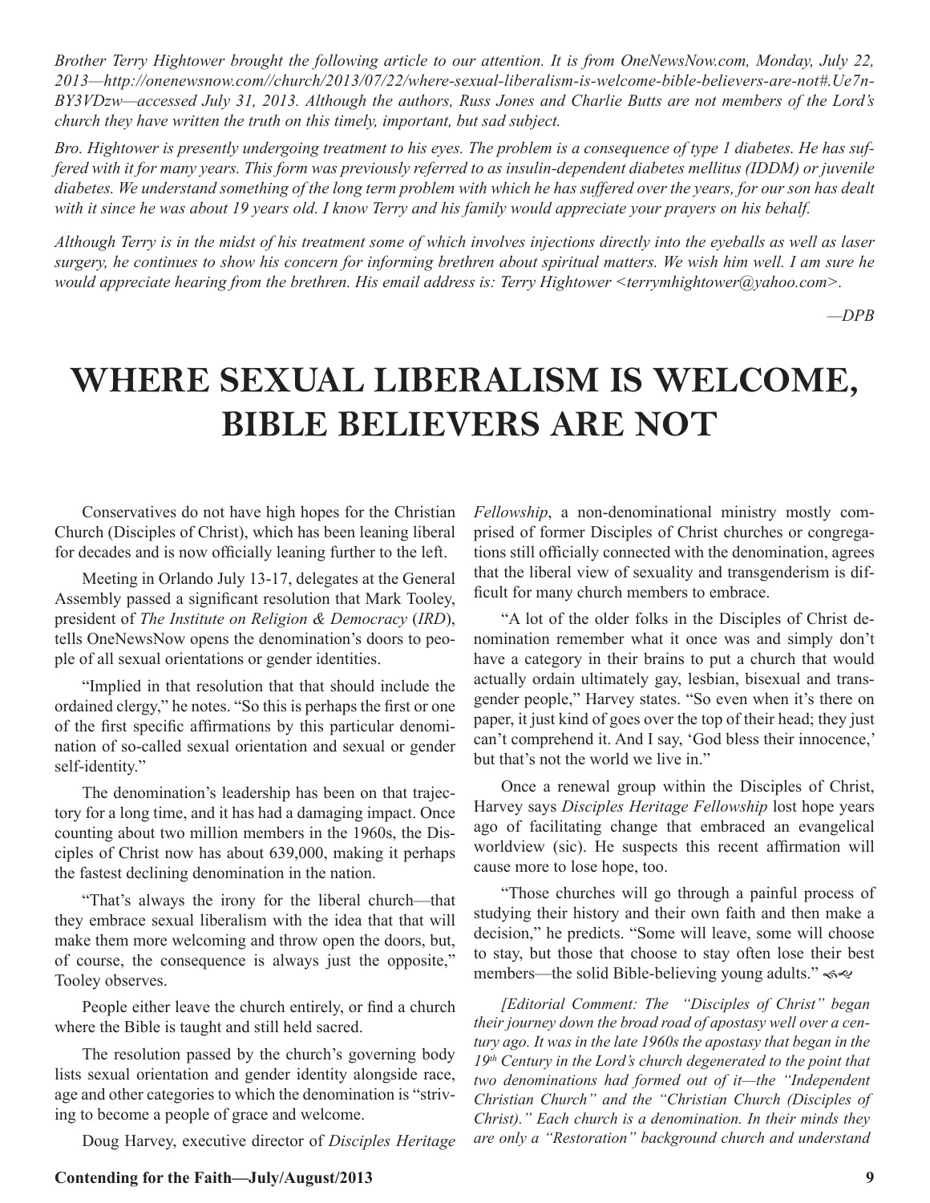*Brother Terry Hightower brought the following article to our attention. It is from OneNewsNow.com, Monday, July 22, 2013—http://onenewsnow.com//church/2013/07/22/where-sexual-liberalism-is-welcome-bible-believers-are-not#.Ue7n-BY3VDzw—accessed July 31, 2013. Although the authors, Russ Jones and Charlie Butts are not members of the Lord's church they have written the truth on this timely, important, but sad subject.*

*Bro. Hightower is presently undergoing treatment to his eyes. The problem is a consequence of type 1 diabetes. He has suffered with it for many years. This form was previously referred to as insulin-dependent diabetes mellitus (IDDM) or juvenile diabetes. We understand something of the long term problem with which he has suffered over the years, for our son has dealt with it since he was about 19 years old. I know Terry and his family would appreciate your prayers on his behalf.*

*Although Terry is in the midst of his treatment some of which involves injections directly into the eyeballs as well as laser surgery, he continues to show his concern for informing brethren about spiritual matters. We wish him well. I am sure he would appreciate hearing from the brethren. His email address is: Terry Hightower <terrymhightower@yahoo.com>.*

*—DPB*

# WHERE SEXUAL LIBERALISM IS WELCOME, BIBLE BELIEVERS ARE NOT

Conservatives do not have high hopes for the Christian Church (Disciples of Christ), which has been leaning liberal for decades and is now officially leaning further to the left.

Meeting in Orlando July 13-17, delegates at the General Assembly passed a significant resolution that Mark Tooley, president of *The Institute on Religion & Democracy* (*IRD*), tells OneNewsNow opens the denomination's doors to people of all sexual orientations or gender identities.

"Implied in that resolution that that should include the ordained clergy," he notes. "So this is perhaps the first or one of the first specific affirmations by this particular denomination of so-called sexual orientation and sexual or gender self-identity."

The denomination's leadership has been on that trajectory for a long time, and it has had a damaging impact. Once counting about two million members in the 1960s, the Disciples of Christ now has about 639,000, making it perhaps the fastest declining denomination in the nation.

"That's always the irony for the liberal church—that they embrace sexual liberalism with the idea that that will make them more welcoming and throw open the doors, but, of course, the consequence is always just the opposite," Tooley observes.

People either leave the church entirely, or find a church where the Bible is taught and still held sacred.

The resolution passed by the church's governing body lists sexual orientation and gender identity alongside race, age and other categories to which the denomination is "striving to become a people of grace and welcome.

Doug Harvey, executive director of *Disciples Heritage Fellowship*, a non-denominational ministry mostly comprised of former Disciples of Christ churches or congregations still officially connected with the denomination, agrees that the liberal view of sexuality and transgenderism is difficult for many church members to embrace.

"A lot of the older folks in the Disciples of Christ denomination remember what it once was and simply don't have a category in their brains to put a church that would actually ordain ultimately gay, lesbian, bisexual and transgender people," Harvey states. "So even when it's there on paper, it just kind of goes over the top of their head; they just can't comprehend it. And I say, 'God bless their innocence,' but that's not the world we live in."

Once a renewal group within the Disciples of Christ, Harvey says *Disciples Heritage Fellowship* lost hope years ago of facilitating change that embraced an evangelical worldview (sic). He suspects this recent affirmation will cause more to lose hope, too.

"Those churches will go through a painful process of studying their history and their own faith and then make a decision," he predicts. "Some will leave, some will choose to stay, but those that choose to stay often lose their best members—the solid Bible-believing young adults."

*[Editorial Comment: The "Disciples of Christ" began their journey down the broad road of apostasy well over a century ago. It was in the late 1960s the apostasy that began in the 19th Century in the Lord's church degenerated to the point that two denominations had formed out of it—the "Independent Christian Church" and the "Christian Church (Disciples of Christ)." Each church is a denomination. In their minds they are only a "Restoration" background church and understand*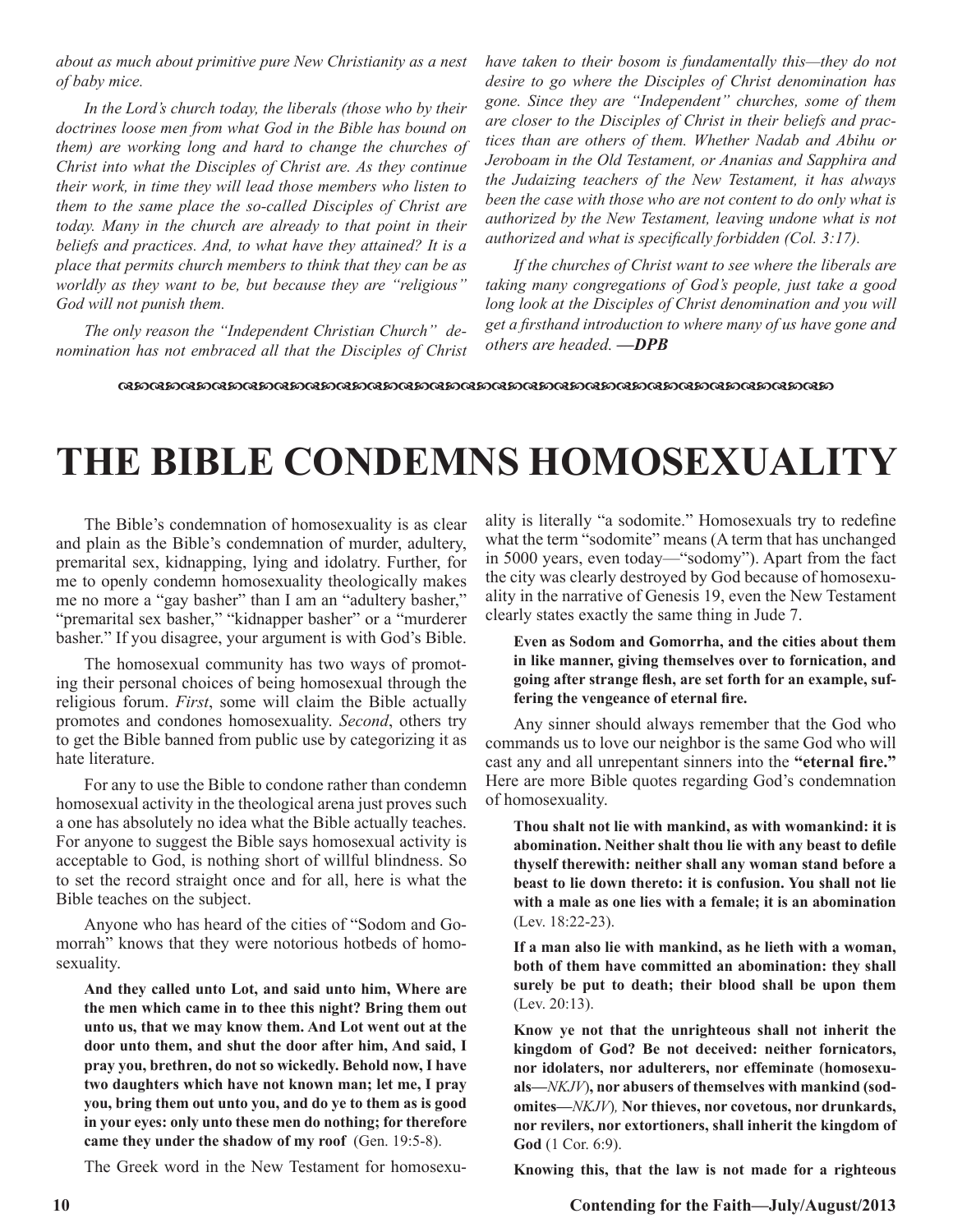*about as much about primitive pure New Christianity as a nest of baby mice.*

*In the Lord's church today, the liberals (those who by their doctrines loose men from what God in the Bible has bound on them) are working long and hard to change the churches of Christ into what the Disciples of Christ are. As they continue their work, in time they will lead those members who listen to them to the same place the so-called Disciples of Christ are today. Many in the church are already to that point in their beliefs and practices. And, to what have they attained? It is a place that permits church members to think that they can be as worldly as they want to be, but because they are "religious" God will not punish them.*

*The only reason the "Independent Christian Church" denomination has not embraced all that the Disciples of Christ have taken to their bosom is fundamentally this—they do not desire to go where the Disciples of Christ denomination has gone. Since they are "Independent" churches, some of them are closer to the Disciples of Christ in their beliefs and practices than are others of them. Whether Nadab and Abihu or Jeroboam in the Old Testament, or Ananias and Sapphira and the Judaizing teachers of the New Testament, it has always been the case with those who are not content to do only what is authorized by the New Testament, leaving undone what is not authorized and what is specifically forbidden (Col. 3:17).*

*If the churches of Christ want to see where the liberals are taking many congregations of God's people, just take a good long look at the Disciples of Christ denomination and you will get a firsthand introduction to where many of us have gone and others are headed.* ***—DPB***

# THE BIBLE CONDEMNS HOMOSEXUALITY

The Bible's condemnation of homosexuality is as clear and plain as the Bible's condemnation of murder, adultery, premarital sex, kidnapping, lying and idolatry. Further, for me to openly condemn homosexuality theologically makes me no more a "gay basher" than I am an "adultery basher," "premarital sex basher," "kidnapper basher" or a "murderer basher." If you disagree, your argument is with God's Bible.

The homosexual community has two ways of promoting their personal choices of being homosexual through the religious forum. *First*, some will claim the Bible actually promotes and condones homosexuality. *Second*, others try to get the Bible banned from public use by categorizing it as hate literature.

For any to use the Bible to condone rather than condemn homosexual activity in the theological arena just proves such a one has absolutely no idea what the Bible actually teaches. For anyone to suggest the Bible says homosexual activity is acceptable to God, is nothing short of willful blindness. So to set the record straight once and for all, here is what the Bible teaches on the subject.

Anyone who has heard of the cities of "Sodom and Gomorrah" knows that they were notorious hotbeds of homosexuality.

> **And they called unto Lot, and said unto him, Where are the men which came in to thee this night? Bring them out unto us, that we may know them. And Lot went out at the door unto them, and shut the door after him, And said, I pray you, brethren, do not so wickedly. Behold now, I have two daughters which have not known man; let me, I pray you, bring them out unto you, and do ye to them as is good in your eyes: only unto these men do nothing; for therefore came they under the shadow of my roof** (Gen. 19:5-8).

The Greek word in the New Testament for homosexuality is literally "a sodomite." Homosexuals try to redefine what the term "sodomite" means (A term that has unchanged in 5000 years, even today—"sodomy"). Apart from the fact the city was clearly destroyed by God because of homosexuality in the narrative of Genesis 19, even the New Testament clearly states exactly the same thing in Jude 7.

> **Even as Sodom and Gomorrha, and the cities about them in like manner, giving themselves over to fornication, and going after strange flesh, are set forth for an example, suffering the vengeance of eternal fire.**

Any sinner should always remember that the God who commands us to love our neighbor is the same God who will cast any and all unrepentant sinners into the **"eternal fire."** Here are more Bible quotes regarding God's condemnation of homosexuality.

> **Thou shalt not lie with mankind, as with womankind: it is abomination. Neither shalt thou lie with any beast to defile thyself therewith: neither shall any woman stand before a beast to lie down thereto: it is confusion. You shall not lie with a male as one lies with a female; it is an abomination** (Lev. 18:22-23).

> **If a man also lie with mankind, as he lieth with a woman, both of them have committed an abomination: they shall surely be put to death; their blood shall be upon them** (Lev. 20:13).

> **Know ye not that the unrighteous shall not inherit the kingdom of God? Be not deceived: neither fornicators, nor idolaters, nor adulterers, nor effeminate (homosexuals—***NKJV***), nor abusers of themselves with mankind (sodomites—***NKJV***), Nor thieves, nor covetous, nor drunkards, nor revilers, nor extortioners, shall inherit the kingdom of God** (1 Cor. 6:9).

> **Knowing this, that the law is not made for a righteous**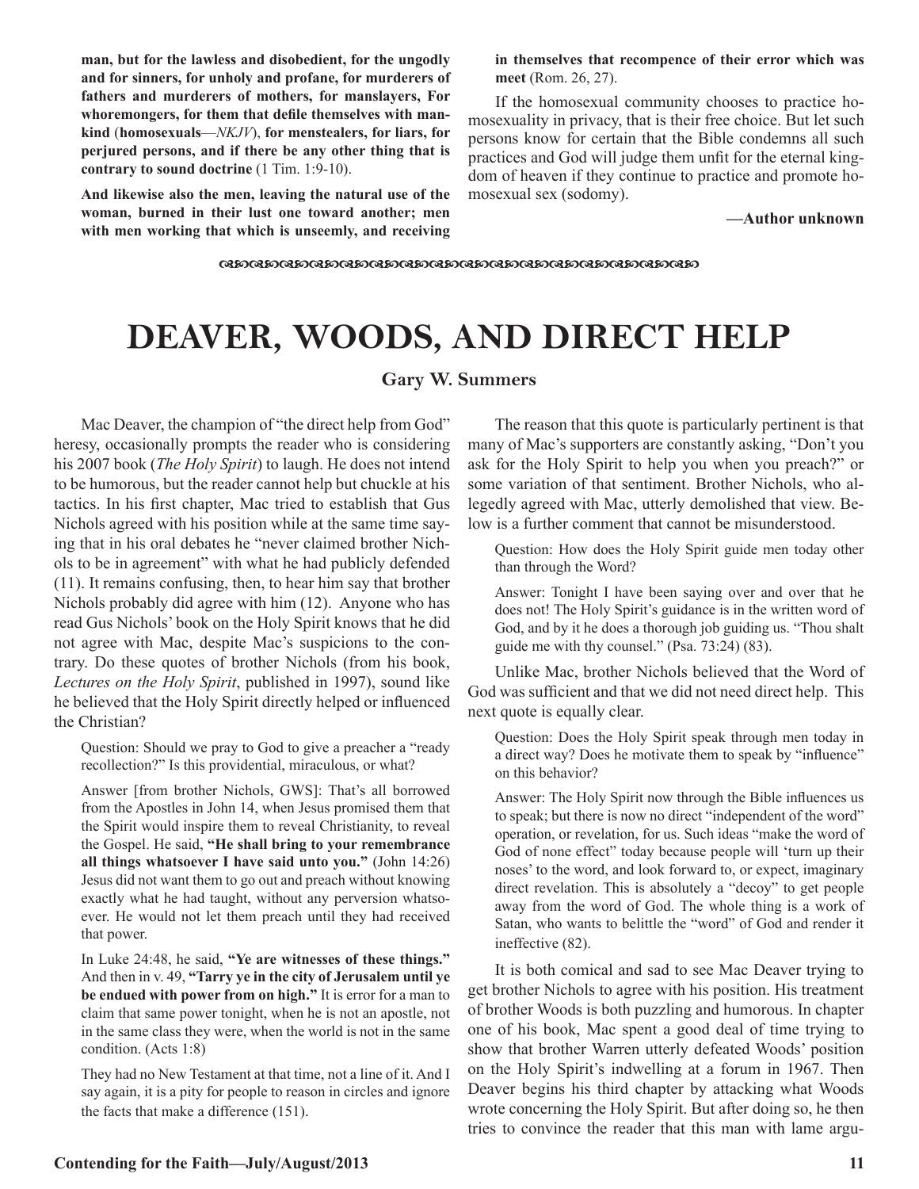**man, but for the lawless and disobedient, for the ungodly and for sinners, for unholy and profane, for murderers of fathers and murderers of mothers, for manslayers, For whoremongers, for them that defile themselves with mankind** (**homosexuals**—*NKJV*), **for menstealers, for liars, for perjured persons, and if there be any other thing that is contrary to sound doctrine** (1 Tim. 1:9-10).

**And likewise also the men, leaving the natural use of the woman, burned in their lust one toward another; men with men working that which is unseemly, and receiving in themselves that recompence of their error which was meet** (Rom. 26, 27).

If the homosexual community chooses to practice homosexuality in privacy, that is their free choice. But let such persons know for certain that the Bible condemns all such practices and God will judge them unfit for the eternal kingdom of heaven if they continue to practice and promote homosexual sex (sodomy).

**—Author unknown**

# DEAVER, WOODS, AND DIRECT HELP

**Gary W. Summers**

Mac Deaver, the champion of "the direct help from God" heresy, occasionally prompts the reader who is considering his 2007 book (*The Holy Spirit*) to laugh. He does not intend to be humorous, but the reader cannot help but chuckle at his tactics. In his first chapter, Mac tried to establish that Gus Nichols agreed with his position while at the same time saying that in his oral debates he "never claimed brother Nichols to be in agreement" with what he had publicly defended (11). It remains confusing, then, to hear him say that brother Nichols probably did agree with him (12). Anyone who has read Gus Nichols' book on the Holy Spirit knows that he did not agree with Mac, despite Mac's suspicions to the contrary. Do these quotes of brother Nichols (from his book, *Lectures on the Holy Spirit*, published in 1997), sound like he believed that the Holy Spirit directly helped or influenced the Christian?

> Question: Should we pray to God to give a preacher a "ready recollection?" Is this providential, miraculous, or what?
>
> Answer [from brother Nichols, GWS]: That's all borrowed from the Apostles in John 14, when Jesus promised them that the Spirit would inspire them to reveal Christianity, to reveal the Gospel. He said, **"He shall bring to your remembrance all things whatsoever I have said unto you."** (John 14:26) Jesus did not want them to go out and preach without knowing exactly what he had taught, without any perversion whatsoever. He would not let them preach until they had received that power.
>
> In Luke 24:48, he said, **"Ye are witnesses of these things."** And then in v. 49, **"Tarry ye in the city of Jerusalem until ye be endued with power from on high."** It is error for a man to claim that same power tonight, when he is not an apostle, not in the same class they were, when the world is not in the same condition. (Acts 1:8)
>
> They had no New Testament at that time, not a line of it. And I say again, it is a pity for people to reason in circles and ignore the facts that make a difference (151).

The reason that this quote is particularly pertinent is that many of Mac's supporters are constantly asking, "Don't you ask for the Holy Spirit to help you when you preach?" or some variation of that sentiment. Brother Nichols, who allegedly agreed with Mac, utterly demolished that view. Below is a further comment that cannot be misunderstood.

> Question: How does the Holy Spirit guide men today other than through the Word?
>
> Answer: Tonight I have been saying over and over that he does not! The Holy Spirit's guidance is in the written word of God, and by it he does a thorough job guiding us. "Thou shalt guide me with thy counsel." (Psa. 73:24) (83).

Unlike Mac, brother Nichols believed that the Word of God was sufficient and that we did not need direct help. This next quote is equally clear.

> Question: Does the Holy Spirit speak through men today in a direct way? Does he motivate them to speak by "influence" on this behavior?
>
> Answer: The Holy Spirit now through the Bible influences us to speak; but there is now no direct "independent of the word" operation, or revelation, for us. Such ideas "make the word of God of none effect" today because people will 'turn up their noses' to the word, and look forward to, or expect, imaginary direct revelation. This is absolutely a "decoy" to get people away from the word of God. The whole thing is a work of Satan, who wants to belittle the "word" of God and render it ineffective (82).

It is both comical and sad to see Mac Deaver trying to get brother Nichols to agree with his position. His treatment of brother Woods is both puzzling and humorous. In chapter one of his book, Mac spent a good deal of time trying to show that brother Warren utterly defeated Woods' position on the Holy Spirit's indwelling at a forum in 1967. Then Deaver begins his third chapter by attacking what Woods wrote concerning the Holy Spirit. But after doing so, he then tries to convince the reader that this man with lame argu-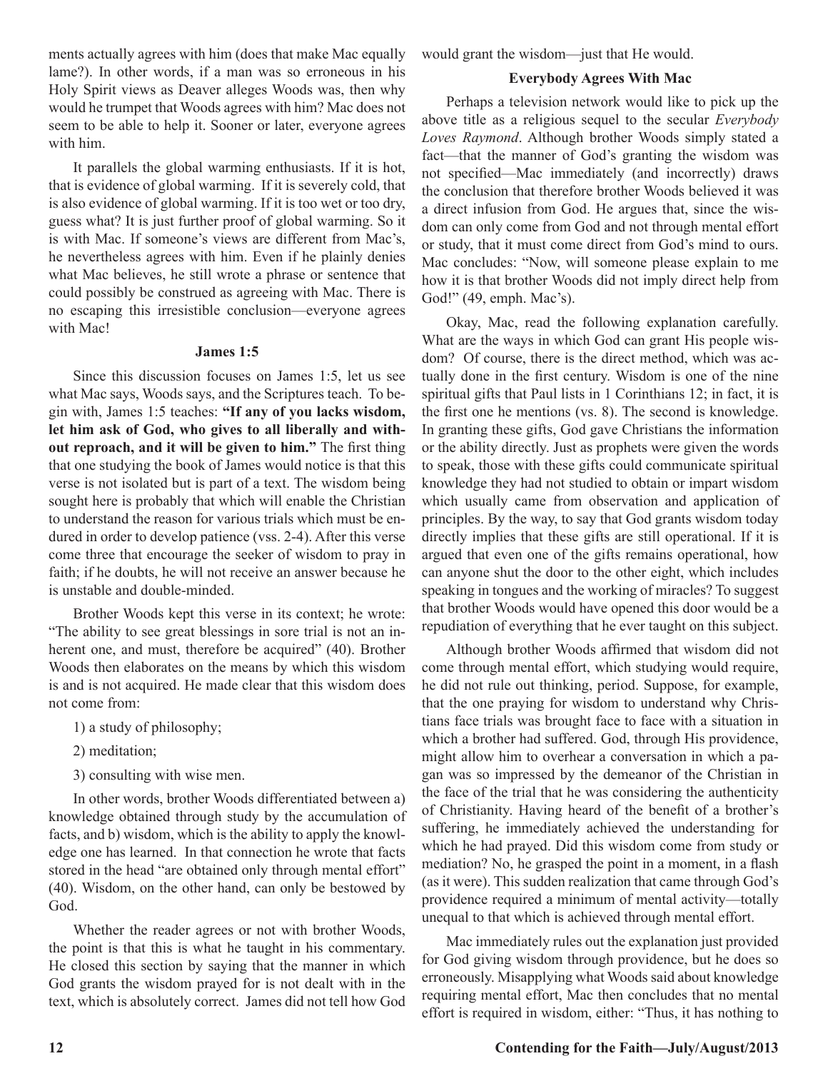ments actually agrees with him (does that make Mac equally lame?). In other words, if a man was so erroneous in his Holy Spirit views as Deaver alleges Woods was, then why would he trumpet that Woods agrees with him? Mac does not seem to be able to help it. Sooner or later, everyone agrees with him.

It parallels the global warming enthusiasts. If it is hot, that is evidence of global warming. If it is severely cold, that is also evidence of global warming. If it is too wet or too dry, guess what? It is just further proof of global warming. So it is with Mac. If someone's views are different from Mac's, he nevertheless agrees with him. Even if he plainly denies what Mac believes, he still wrote a phrase or sentence that could possibly be construed as agreeing with Mac. There is no escaping this irresistible conclusion—everyone agrees with Mac!

### James 1:5

Since this discussion focuses on James 1:5, let us see what Mac says, Woods says, and the Scriptures teach. To begin with, James 1:5 teaches: **"If any of you lacks wisdom, let him ask of God, who gives to all liberally and without reproach, and it will be given to him."** The first thing that one studying the book of James would notice is that this verse is not isolated but is part of a text. The wisdom being sought here is probably that which will enable the Christian to understand the reason for various trials which must be endured in order to develop patience (vss. 2-4). After this verse come three that encourage the seeker of wisdom to pray in faith; if he doubts, he will not receive an answer because he is unstable and double-minded.

Brother Woods kept this verse in its context; he wrote: "The ability to see great blessings in sore trial is not an inherent one, and must, therefore be acquired" (40). Brother Woods then elaborates on the means by which this wisdom is and is not acquired. He made clear that this wisdom does not come from:

1) a study of philosophy;

2) meditation;

3) consulting with wise men.

In other words, brother Woods differentiated between a) knowledge obtained through study by the accumulation of facts, and b) wisdom, which is the ability to apply the knowledge one has learned. In that connection he wrote that facts stored in the head "are obtained only through mental effort" (40). Wisdom, on the other hand, can only be bestowed by God.

Whether the reader agrees or not with brother Woods, the point is that this is what he taught in his commentary. He closed this section by saying that the manner in which God grants the wisdom prayed for is not dealt with in the text, which is absolutely correct. James did not tell how God would grant the wisdom—just that He would.

### Everybody Agrees With Mac

Perhaps a television network would like to pick up the above title as a religious sequel to the secular *Everybody Loves Raymond*. Although brother Woods simply stated a fact—that the manner of God's granting the wisdom was not specified—Mac immediately (and incorrectly) draws the conclusion that therefore brother Woods believed it was a direct infusion from God. He argues that, since the wisdom can only come from God and not through mental effort or study, that it must come direct from God's mind to ours. Mac concludes: "Now, will someone please explain to me how it is that brother Woods did not imply direct help from God!" (49, emph. Mac's).

Okay, Mac, read the following explanation carefully. What are the ways in which God can grant His people wisdom? Of course, there is the direct method, which was actually done in the first century. Wisdom is one of the nine spiritual gifts that Paul lists in 1 Corinthians 12; in fact, it is the first one he mentions (vs. 8). The second is knowledge. In granting these gifts, God gave Christians the information or the ability directly. Just as prophets were given the words to speak, those with these gifts could communicate spiritual knowledge they had not studied to obtain or impart wisdom which usually came from observation and application of principles. By the way, to say that God grants wisdom today directly implies that these gifts are still operational. If it is argued that even one of the gifts remains operational, how can anyone shut the door to the other eight, which includes speaking in tongues and the working of miracles? To suggest that brother Woods would have opened this door would be a repudiation of everything that he ever taught on this subject.

Although brother Woods affirmed that wisdom did not come through mental effort, which studying would require, he did not rule out thinking, period. Suppose, for example, that the one praying for wisdom to understand why Christians face trials was brought face to face with a situation in which a brother had suffered. God, through His providence, might allow him to overhear a conversation in which a pagan was so impressed by the demeanor of the Christian in the face of the trial that he was considering the authenticity of Christianity. Having heard of the benefit of a brother's suffering, he immediately achieved the understanding for which he had prayed. Did this wisdom come from study or mediation? No, he grasped the point in a moment, in a flash (as it were). This sudden realization that came through God's providence required a minimum of mental activity—totally unequal to that which is achieved through mental effort.

Mac immediately rules out the explanation just provided for God giving wisdom through providence, but he does so erroneously. Misapplying what Woods said about knowledge requiring mental effort, Mac then concludes that no mental effort is required in wisdom, either: "Thus, it has nothing to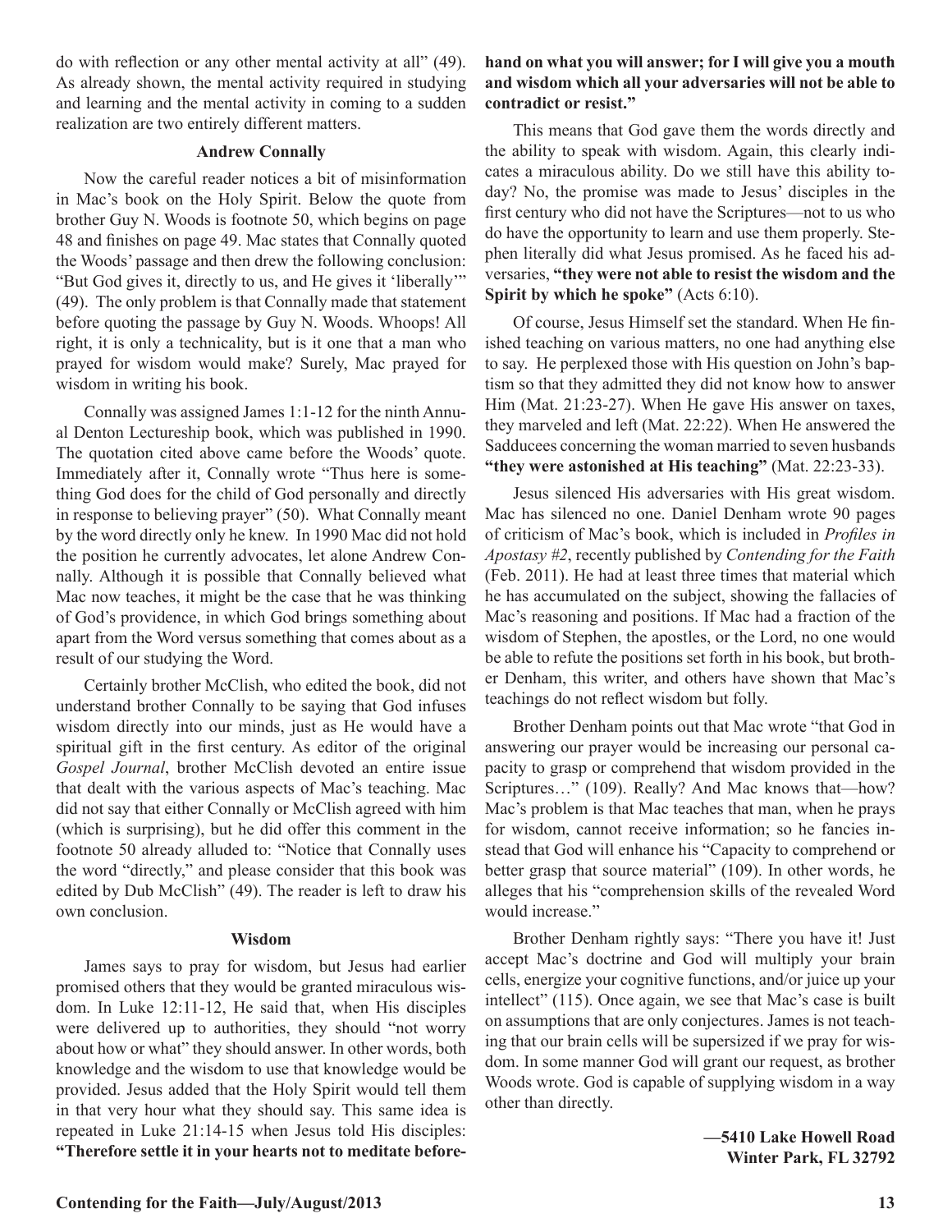do with reflection or any other mental activity at all" (49). As already shown, the mental activity required in studying and learning and the mental activity in coming to a sudden realization are two entirely different matters.

### Andrew Connally

Now the careful reader notices a bit of misinformation in Mac's book on the Holy Spirit. Below the quote from brother Guy N. Woods is footnote 50, which begins on page 48 and finishes on page 49. Mac states that Connally quoted the Woods' passage and then drew the following conclusion: "But God gives it, directly to us, and He gives it 'liberally'" (49). The only problem is that Connally made that statement before quoting the passage by Guy N. Woods. Whoops! All right, it is only a technicality, but is it one that a man who prayed for wisdom would make? Surely, Mac prayed for wisdom in writing his book.

Connally was assigned James 1:1-12 for the ninth Annual Denton Lectureship book, which was published in 1990. The quotation cited above came before the Woods' quote. Immediately after it, Connally wrote "Thus here is something God does for the child of God personally and directly in response to believing prayer" (50). What Connally meant by the word directly only he knew. In 1990 Mac did not hold the position he currently advocates, let alone Andrew Connally. Although it is possible that Connally believed what Mac now teaches, it might be the case that he was thinking of God's providence, in which God brings something about apart from the Word versus something that comes about as a result of our studying the Word.

Certainly brother McClish, who edited the book, did not understand brother Connally to be saying that God infuses wisdom directly into our minds, just as He would have a spiritual gift in the first century. As editor of the original *Gospel Journal*, brother McClish devoted an entire issue that dealt with the various aspects of Mac's teaching. Mac did not say that either Connally or McClish agreed with him (which is surprising), but he did offer this comment in the footnote 50 already alluded to: "Notice that Connally uses the word "directly," and please consider that this book was edited by Dub McClish" (49). The reader is left to draw his own conclusion.

### Wisdom

James says to pray for wisdom, but Jesus had earlier promised others that they would be granted miraculous wisdom. In Luke 12:11-12, He said that, when His disciples were delivered up to authorities, they should "not worry about how or what" they should answer. In other words, both knowledge and the wisdom to use that knowledge would be provided. Jesus added that the Holy Spirit would tell them in that very hour what they should say. This same idea is repeated in Luke 21:14-15 when Jesus told His disciples: **"Therefore settle it in your hearts not to meditate beforehand on what you will answer; for I will give you a mouth and wisdom which all your adversaries will not be able to contradict or resist."**

This means that God gave them the words directly and the ability to speak with wisdom. Again, this clearly indicates a miraculous ability. Do we still have this ability today? No, the promise was made to Jesus' disciples in the first century who did not have the Scriptures—not to us who do have the opportunity to learn and use them properly. Stephen literally did what Jesus promised. As he faced his adversaries, **"they were not able to resist the wisdom and the Spirit by which he spoke"** (Acts 6:10).

Of course, Jesus Himself set the standard. When He finished teaching on various matters, no one had anything else to say. He perplexed those with His question on John's baptism so that they admitted they did not know how to answer Him (Mat. 21:23-27). When He gave His answer on taxes, they marveled and left (Mat. 22:22). When He answered the Sadducees concerning the woman married to seven husbands **"they were astonished at His teaching"** (Mat. 22:23-33).

Jesus silenced His adversaries with His great wisdom. Mac has silenced no one. Daniel Denham wrote 90 pages of criticism of Mac's book, which is included in *Profiles in Apostasy #2*, recently published by *Contending for the Faith* (Feb. 2011). He had at least three times that material which he has accumulated on the subject, showing the fallacies of Mac's reasoning and positions. If Mac had a fraction of the wisdom of Stephen, the apostles, or the Lord, no one would be able to refute the positions set forth in his book, but brother Denham, this writer, and others have shown that Mac's teachings do not reflect wisdom but folly.

Brother Denham points out that Mac wrote "that God in answering our prayer would be increasing our personal capacity to grasp or comprehend that wisdom provided in the Scriptures…" (109). Really? And Mac knows that—how? Mac's problem is that Mac teaches that man, when he prays for wisdom, cannot receive information; so he fancies instead that God will enhance his "Capacity to comprehend or better grasp that source material" (109). In other words, he alleges that his "comprehension skills of the revealed Word would increase."

Brother Denham rightly says: "There you have it! Just accept Mac's doctrine and God will multiply your brain cells, energize your cognitive functions, and/or juice up your intellect" (115). Once again, we see that Mac's case is built on assumptions that are only conjectures. James is not teaching that our brain cells will be supersized if we pray for wisdom. In some manner God will grant our request, as brother Woods wrote. God is capable of supplying wisdom in a way other than directly.

**—5410 Lake Howell Road**
**Winter Park, FL 32792**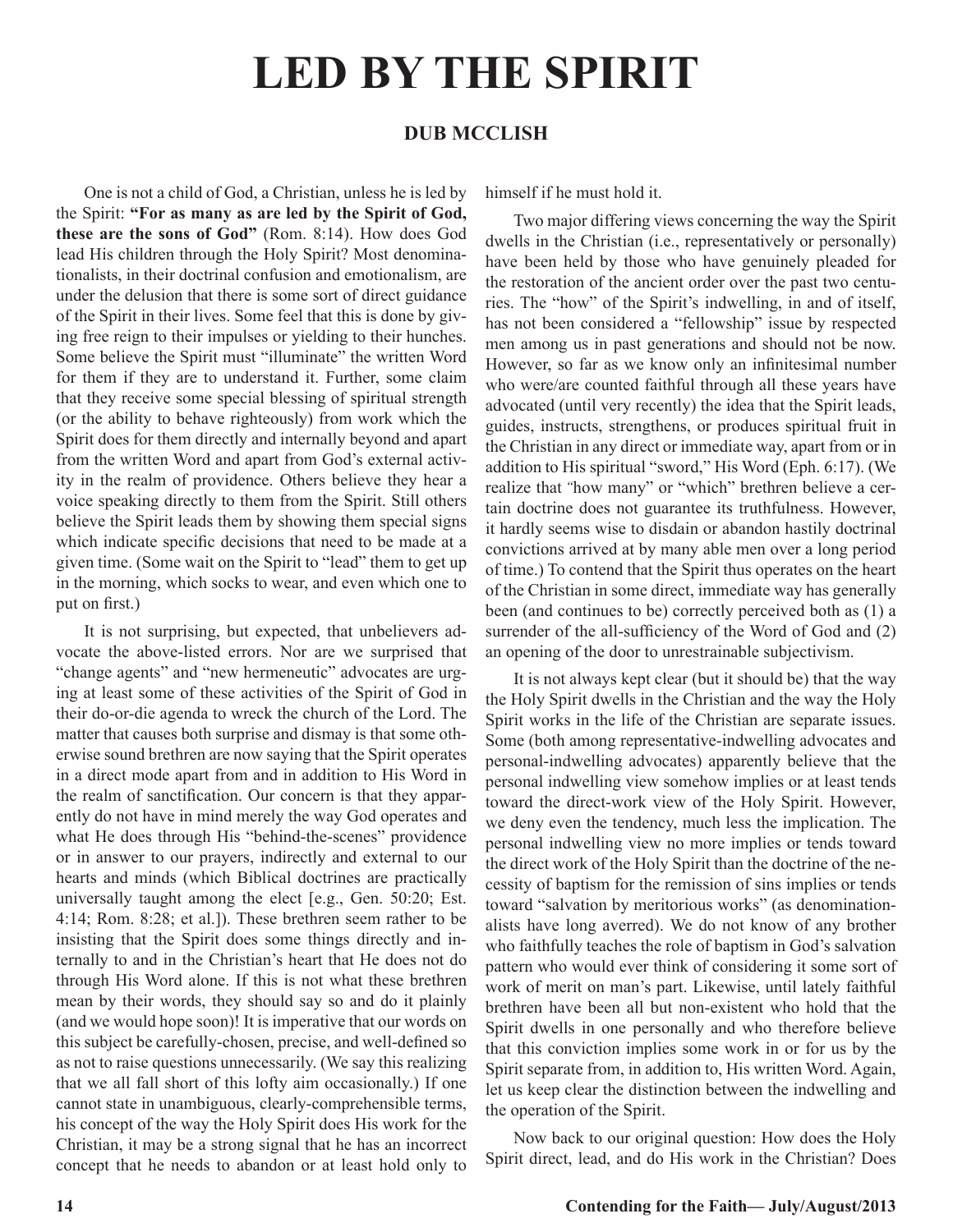# LED BY THE SPIRIT

## DUB MCCLISH

One is not a child of God, a Christian, unless he is led by the Spirit: **"For as many as are led by the Spirit of God, these are the sons of God"** (Rom. 8:14). How does God lead His children through the Holy Spirit? Most denominationalists, in their doctrinal confusion and emotionalism, are under the delusion that there is some sort of direct guidance of the Spirit in their lives. Some feel that this is done by giving free reign to their impulses or yielding to their hunches. Some believe the Spirit must "illuminate" the written Word for them if they are to understand it. Further, some claim that they receive some special blessing of spiritual strength (or the ability to behave righteously) from work which the Spirit does for them directly and internally beyond and apart from the written Word and apart from God's external activity in the realm of providence. Others believe they hear a voice speaking directly to them from the Spirit. Still others believe the Spirit leads them by showing them special signs which indicate specific decisions that need to be made at a given time. (Some wait on the Spirit to "lead" them to get up in the morning, which socks to wear, and even which one to put on first.)

It is not surprising, but expected, that unbelievers advocate the above-listed errors. Nor are we surprised that "change agents" and "new hermeneutic" advocates are urging at least some of these activities of the Spirit of God in their do-or-die agenda to wreck the church of the Lord. The matter that causes both surprise and dismay is that some otherwise sound brethren are now saying that the Spirit operates in a direct mode apart from and in addition to His Word in the realm of sanctification. Our concern is that they apparently do not have in mind merely the way God operates and what He does through His "behind-the-scenes" providence or in answer to our prayers, indirectly and external to our hearts and minds (which Biblical doctrines are practically universally taught among the elect [e.g., Gen. 50:20; Est. 4:14; Rom. 8:28; et al.]). These brethren seem rather to be insisting that the Spirit does some things directly and internally to and in the Christian's heart that He does not do through His Word alone. If this is not what these brethren mean by their words, they should say so and do it plainly (and we would hope soon)! It is imperative that our words on this subject be carefully-chosen, precise, and well-defined so as not to raise questions unnecessarily. (We say this realizing that we all fall short of this lofty aim occasionally.) If one cannot state in unambiguous, clearly-comprehensible terms, his concept of the way the Holy Spirit does His work for the Christian, it may be a strong signal that he has an incorrect concept that he needs to abandon or at least hold only to himself if he must hold it.

Two major differing views concerning the way the Spirit dwells in the Christian (i.e., representatively or personally) have been held by those who have genuinely pleaded for the restoration of the ancient order over the past two centuries. The "how" of the Spirit's indwelling, in and of itself, has not been considered a "fellowship" issue by respected men among us in past generations and should not be now. However, so far as we know only an infinitesimal number who were/are counted faithful through all these years have advocated (until very recently) the idea that the Spirit leads, guides, instructs, strengthens, or produces spiritual fruit in the Christian in any direct or immediate way, apart from or in addition to His spiritual "sword," His Word (Eph. 6:17). (We realize that "how many" or "which" brethren believe a certain doctrine does not guarantee its truthfulness. However, it hardly seems wise to disdain or abandon hastily doctrinal convictions arrived at by many able men over a long period of time.) To contend that the Spirit thus operates on the heart of the Christian in some direct, immediate way has generally been (and continues to be) correctly perceived both as (1) a surrender of the all-sufficiency of the Word of God and (2) an opening of the door to unrestrainable subjectivism.

It is not always kept clear (but it should be) that the way the Holy Spirit dwells in the Christian and the way the Holy Spirit works in the life of the Christian are separate issues. Some (both among representative-indwelling advocates and personal-indwelling advocates) apparently believe that the personal indwelling view somehow implies or at least tends toward the direct-work view of the Holy Spirit. However, we deny even the tendency, much less the implication. The personal indwelling view no more implies or tends toward the direct work of the Holy Spirit than the doctrine of the necessity of baptism for the remission of sins implies or tends toward "salvation by meritorious works" (as denominationalists have long averred). We do not know of any brother who faithfully teaches the role of baptism in God's salvation pattern who would ever think of considering it some sort of work of merit on man's part. Likewise, until lately faithful brethren have been all but non-existent who hold that the Spirit dwells in one personally and who therefore believe that this conviction implies some work in or for us by the Spirit separate from, in addition to, His written Word. Again, let us keep clear the distinction between the indwelling and the operation of the Spirit.

Now back to our original question: How does the Holy Spirit direct, lead, and do His work in the Christian? Does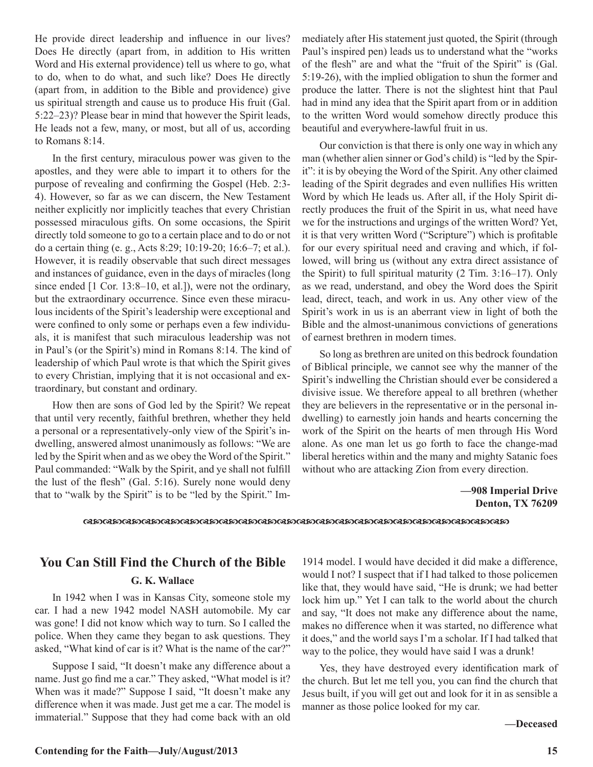He provide direct leadership and influence in our lives? Does He directly (apart from, in addition to His written Word and His external providence) tell us where to go, what to do, when to do what, and such like? Does He directly (apart from, in addition to the Bible and providence) give us spiritual strength and cause us to produce His fruit (Gal. 5:22–23)? Please bear in mind that however the Spirit leads, He leads not a few, many, or most, but all of us, according to Romans 8:14.

In the first century, miraculous power was given to the apostles, and they were able to impart it to others for the purpose of revealing and confirming the Gospel (Heb. 2:3-4). However, so far as we can discern, the New Testament neither explicitly nor implicitly teaches that every Christian possessed miraculous gifts. On some occasions, the Spirit directly told someone to go to a certain place and to do or not do a certain thing (e. g., Acts 8:29; 10:19-20; 16:6–7; et al.). However, it is readily observable that such direct messages and instances of guidance, even in the days of miracles (long since ended [1 Cor. 13:8–10, et al.]), were not the ordinary, but the extraordinary occurrence. Since even these miraculous incidents of the Spirit's leadership were exceptional and were confined to only some or perhaps even a few individuals, it is manifest that such miraculous leadership was not in Paul's (or the Spirit's) mind in Romans 8:14. The kind of leadership of which Paul wrote is that which the Spirit gives to every Christian, implying that it is not occasional and extraordinary, but constant and ordinary.

How then are sons of God led by the Spirit? We repeat that until very recently, faithful brethren, whether they held a personal or a representatively-only view of the Spirit's indwelling, answered almost unanimously as follows: "We are led by the Spirit when and as we obey the Word of the Spirit." Paul commanded: "Walk by the Spirit, and ye shall not fulfill the lust of the flesh" (Gal. 5:16). Surely none would deny that to "walk by the Spirit" is to be "led by the Spirit." Immediately after His statement just quoted, the Spirit (through Paul's inspired pen) leads us to understand what the "works of the flesh" are and what the "fruit of the Spirit" is (Gal. 5:19-26), with the implied obligation to shun the former and produce the latter. There is not the slightest hint that Paul had in mind any idea that the Spirit apart from or in addition to the written Word would somehow directly produce this beautiful and everywhere-lawful fruit in us.

Our conviction is that there is only one way in which any man (whether alien sinner or God's child) is "led by the Spirit": it is by obeying the Word of the Spirit. Any other claimed leading of the Spirit degrades and even nullifies His written Word by which He leads us. After all, if the Holy Spirit directly produces the fruit of the Spirit in us, what need have we for the instructions and urgings of the written Word? Yet, it is that very written Word ("Scripture") which is profitable for our every spiritual need and craving and which, if followed, will bring us (without any extra direct assistance of the Spirit) to full spiritual maturity (2 Tim. 3:16–17). Only as we read, understand, and obey the Word does the Spirit lead, direct, teach, and work in us. Any other view of the Spirit's work in us is an aberrant view in light of both the Bible and the almost-unanimous convictions of generations of earnest brethren in modern times.

So long as brethren are united on this bedrock foundation of Biblical principle, we cannot see why the manner of the Spirit's indwelling the Christian should ever be considered a divisive issue. We therefore appeal to all brethren (whether they are believers in the representative or in the personal indwelling) to earnestly join hands and hearts concerning the work of the Spirit on the hearts of men through His Word alone. As one man let us go forth to face the change-mad liberal heretics within and the many and mighty Satanic foes without who are attacking Zion from every direction.

**—908 Imperial Drive**
**Denton, TX 76209**

## You Can Still Find the Church of the Bible

**G. K. Wallace**

In 1942 when I was in Kansas City, someone stole my car. I had a new 1942 model NASH automobile. My car was gone! I did not know which way to turn. So I called the police. When they came they began to ask questions. They asked, "What kind of car is it? What is the name of the car?"

Suppose I said, "It doesn't make any difference about a name. Just go find me a car." They asked, "What model is it? When was it made?" Suppose I said, "It doesn't make any difference when it was made. Just get me a car. The model is immaterial." Suppose that they had come back with an old 1914 model. I would have decided it did make a difference, would I not? I suspect that if I had talked to those policemen like that, they would have said, "He is drunk; we had better lock him up." Yet I can talk to the world about the church and say, "It does not make any difference about the name, makes no difference when it was started, no difference what it does," and the world says I'm a scholar. If I had talked that way to the police, they would have said I was a drunk!

Yes, they have destroyed every identification mark of the church. But let me tell you, you can find the church that Jesus built, if you will get out and look for it in as sensible a manner as those police looked for my car.

**—Deceased**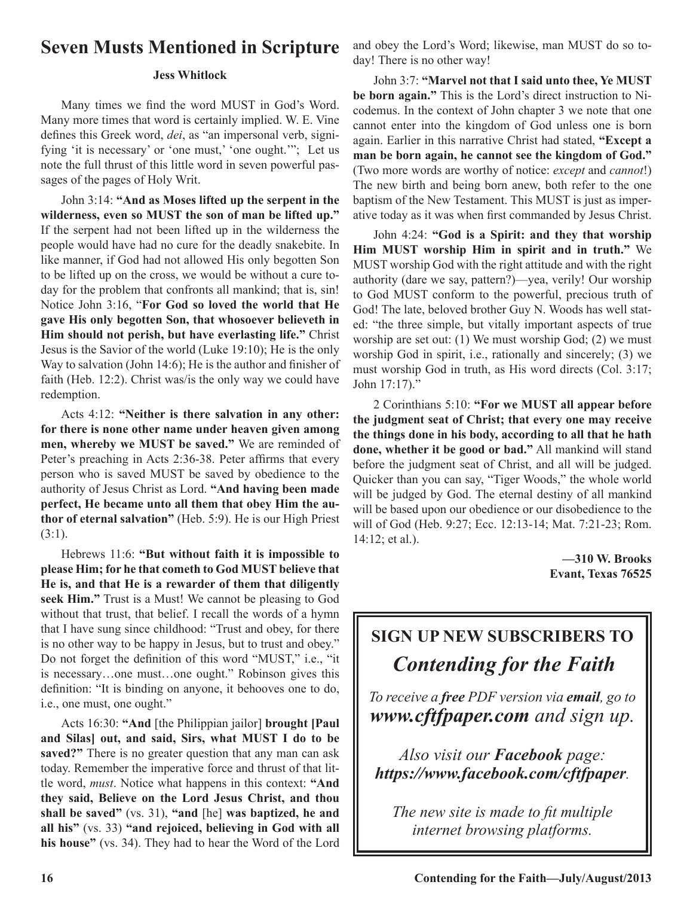## Seven Musts Mentioned in Scripture

**Jess Whitlock**

Many times we find the word MUST in God's Word. Many more times that word is certainly implied. W. E. Vine defines this Greek word, *dei*, as "an impersonal verb, signifying 'it is necessary' or 'one must,' 'one ought.'"; Let us note the full thrust of this little word in seven powerful passages of the pages of Holy Writ.

John 3:14: **"And as Moses lifted up the serpent in the wilderness, even so MUST the son of man be lifted up."** If the serpent had not been lifted up in the wilderness the people would have had no cure for the deadly snakebite. In like manner, if God had not allowed His only begotten Son to be lifted up on the cross, we would be without a cure today for the problem that confronts all mankind; that is, sin! Notice John 3:16, "**For God so loved the world that He gave His only begotten Son, that whosoever believeth in Him should not perish, but have everlasting life."** Christ Jesus is the Savior of the world (Luke 19:10); He is the only Way to salvation (John 14:6); He is the author and finisher of faith (Heb. 12:2). Christ was/is the only way we could have redemption.

Acts 4:12: **"Neither is there salvation in any other: for there is none other name under heaven given among men, whereby we MUST be saved."** We are reminded of Peter's preaching in Acts 2:36-38. Peter affirms that every person who is saved MUST be saved by obedience to the authority of Jesus Christ as Lord. **"And having been made perfect, He became unto all them that obey Him the author of eternal salvation"** (Heb. 5:9). He is our High Priest (3:1).

Hebrews 11:6: **"But without faith it is impossible to please Him; for he that cometh to God MUST believe that He is, and that He is a rewarder of them that diligently seek Him."** Trust is a Must! We cannot be pleasing to God without that trust, that belief. I recall the words of a hymn that I have sung since childhood: "Trust and obey, for there is no other way to be happy in Jesus, but to trust and obey." Do not forget the definition of this word "MUST," i.e., "it is necessary…one must…one ought." Robinson gives this definition: "It is binding on anyone, it behooves one to do, i.e., one must, one ought."

Acts 16:30: **"And** [the Philippian jailor] **brought [Paul and Silas] out, and said, Sirs, what MUST I do to be saved?"** There is no greater question that any man can ask today. Remember the imperative force and thrust of that little word, *must*. Notice what happens in this context: **"And they said, Believe on the Lord Jesus Christ, and thou shall be saved"** (vs. 31), **"and** [he] **was baptized, he and all his"** (vs. 33) **"and rejoiced, believing in God with all his house"** (vs. 34). They had to hear the Word of the Lord and obey the Lord's Word; likewise, man MUST do so today! There is no other way!

John 3:7: **"Marvel not that I said unto thee, Ye MUST be born again."** This is the Lord's direct instruction to Nicodemus. In the context of John chapter 3 we note that one cannot enter into the kingdom of God unless one is born again. Earlier in this narrative Christ had stated, **"Except a man be born again, he cannot see the kingdom of God."** (Two more words are worthy of notice: *except* and *cannot*!) The new birth and being born anew, both refer to the one baptism of the New Testament. This MUST is just as imperative today as it was when first commanded by Jesus Christ.

John 4:24: **"God is a Spirit: and they that worship Him MUST worship Him in spirit and in truth."** We MUST worship God with the right attitude and with the right authority (dare we say, pattern?)—yea, verily! Our worship to God MUST conform to the powerful, precious truth of God! The late, beloved brother Guy N. Woods has well stated: "the three simple, but vitally important aspects of true worship are set out: (1) We must worship God; (2) we must worship God in spirit, i.e., rationally and sincerely; (3) we must worship God in truth, as His word directs (Col. 3:17; John 17:17)."

2 Corinthians 5:10: **"For we MUST all appear before the judgment seat of Christ; that every one may receive the things done in his body, according to all that he hath done, whether it be good or bad."** All mankind will stand before the judgment seat of Christ, and all will be judged. Quicker than you can say, "Tiger Woods," the whole world will be judged by God. The eternal destiny of all mankind will be based upon our obedience or our disobedience to the will of God (Heb. 9:27; Ecc. 12:13-14; Mat. 7:21-23; Rom. 14:12; et al.).

**—310 W. Brooks**
**Evant, Texas 76525**

---

**SIGN UP NEW SUBSCRIBERS TO**

***Contending for the Faith***

*To receive a **free** PDF version via **email**, go to **www.cftfpaper.com** and sign up.*

*Also visit our **Facebook** page: **https://www.facebook.com/cftfpaper**.*

*The new site is made to fit multiple internet browsing platforms.*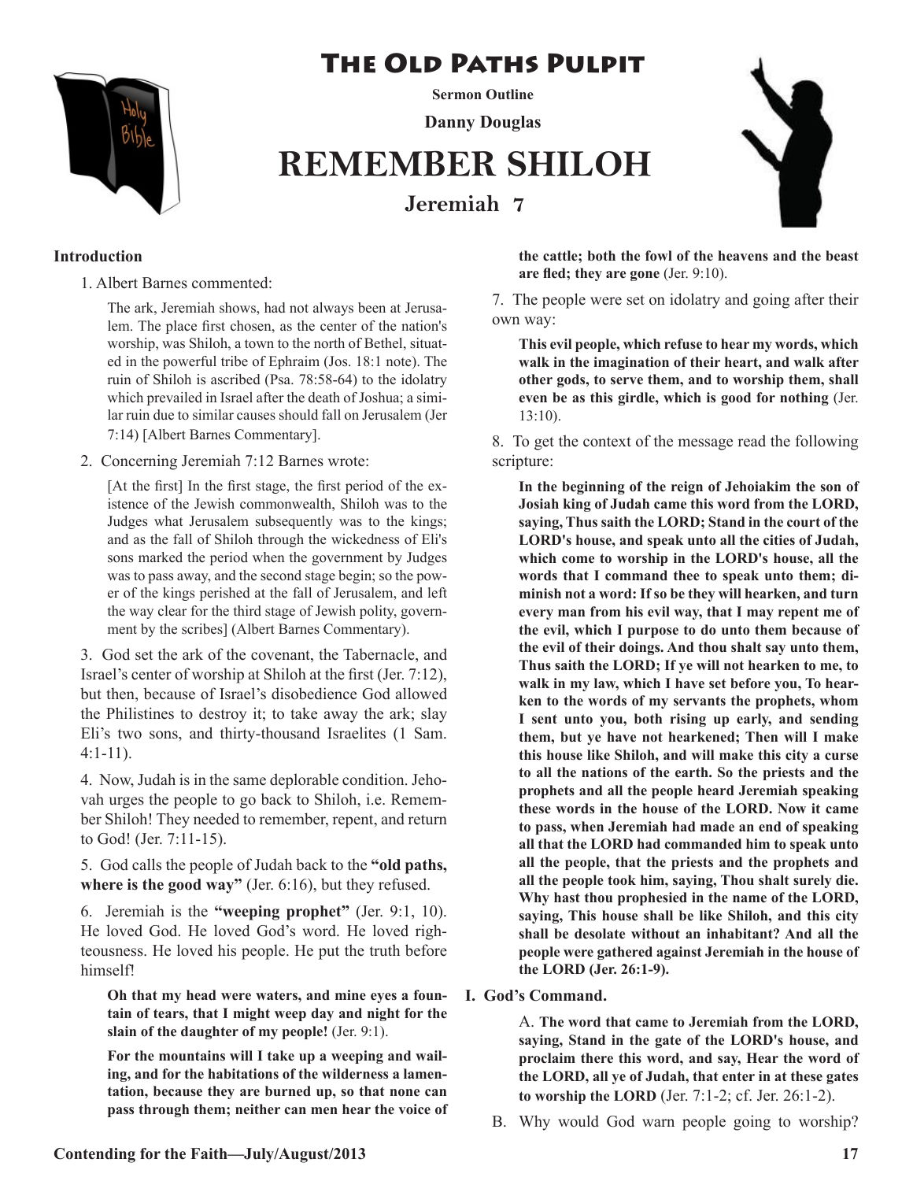# The Old Paths Pulpit

**Sermon Outline**

**Danny Douglas**

# REMEMBER SHILOH

## Jeremiah 7

### Introduction

1. Albert Barnes commented:

> The ark, Jeremiah shows, had not always been at Jerusalem. The place first chosen, as the center of the nation's worship, was Shiloh, a town to the north of Bethel, situated in the powerful tribe of Ephraim (Jos. 18:1 note). The ruin of Shiloh is ascribed (Psa. 78:58-64) to the idolatry which prevailed in Israel after the death of Joshua; a similar ruin due to similar causes should fall on Jerusalem (Jer 7:14) [Albert Barnes Commentary].

2. Concerning Jeremiah 7:12 Barnes wrote:

> [At the first] In the first stage, the first period of the existence of the Jewish commonwealth, Shiloh was to the Judges what Jerusalem subsequently was to the kings; and as the fall of Shiloh through the wickedness of Eli's sons marked the period when the government by Judges was to pass away, and the second stage begin; so the power of the kings perished at the fall of Jerusalem, and left the way clear for the third stage of Jewish polity, government by the scribes] (Albert Barnes Commentary).

3. God set the ark of the covenant, the Tabernacle, and Israel's center of worship at Shiloh at the first (Jer. 7:12), but then, because of Israel's disobedience God allowed the Philistines to destroy it; to take away the ark; slay Eli's two sons, and thirty-thousand Israelites (1 Sam. 4:1-11).

4. Now, Judah is in the same deplorable condition. Jehovah urges the people to go back to Shiloh, i.e. Remember Shiloh! They needed to remember, repent, and return to God! (Jer. 7:11-15).

5. God calls the people of Judah back to the **"old paths, where is the good way"** (Jer. 6:16), but they refused.

6. Jeremiah is the **"weeping prophet"** (Jer. 9:1, 10). He loved God. He loved God's word. He loved righteousness. He loved his people. He put the truth before himself!

> **Oh that my head were waters, and mine eyes a fountain of tears, that I might weep day and night for the slain of the daughter of my people!** (Jer. 9:1).
>
> **For the mountains will I take up a weeping and wailing, and for the habitations of the wilderness a lamentation, because they are burned up, so that none can pass through them; neither can men hear the voice of the cattle; both the fowl of the heavens and the beast are fled; they are gone** (Jer. 9:10).

7. The people were set on idolatry and going after their own way:

> **This evil people, which refuse to hear my words, which walk in the imagination of their heart, and walk after other gods, to serve them, and to worship them, shall even be as this girdle, which is good for nothing** (Jer. 13:10).

8. To get the context of the message read the following scripture:

> **In the beginning of the reign of Jehoiakim the son of Josiah king of Judah came this word from the LORD, saying, Thus saith the LORD; Stand in the court of the LORD's house, and speak unto all the cities of Judah, which come to worship in the LORD's house, all the words that I command thee to speak unto them; diminish not a word: If so be they will hearken, and turn every man from his evil way, that I may repent me of the evil, which I purpose to do unto them because of the evil of their doings. And thou shalt say unto them, Thus saith the LORD; If ye will not hearken to me, to walk in my law, which I have set before you, To hearken to the words of my servants the prophets, whom I sent unto you, both rising up early, and sending them, but ye have not hearkened; Then will I make this house like Shiloh, and will make this city a curse to all the nations of the earth. So the priests and the prophets and all the people heard Jeremiah speaking these words in the house of the LORD. Now it came to pass, when Jeremiah had made an end of speaking all that the LORD had commanded him to speak unto all the people, that the priests and the prophets and all the people took him, saying, Thou shalt surely die. Why hast thou prophesied in the name of the LORD, saying, This house shall be like Shiloh, and this city shall be desolate without an inhabitant? And all the people were gathered against Jeremiah in the house of the LORD (Jer. 26:1-9).**

### I. God's Command.

A. **The word that came to Jeremiah from the LORD, saying, Stand in the gate of the LORD's house, and proclaim there this word, and say, Hear the word of the LORD, all ye of Judah, that enter in at these gates to worship the LORD** (Jer. 7:1-2; cf. Jer. 26:1-2).

B. Why would God warn people going to worship?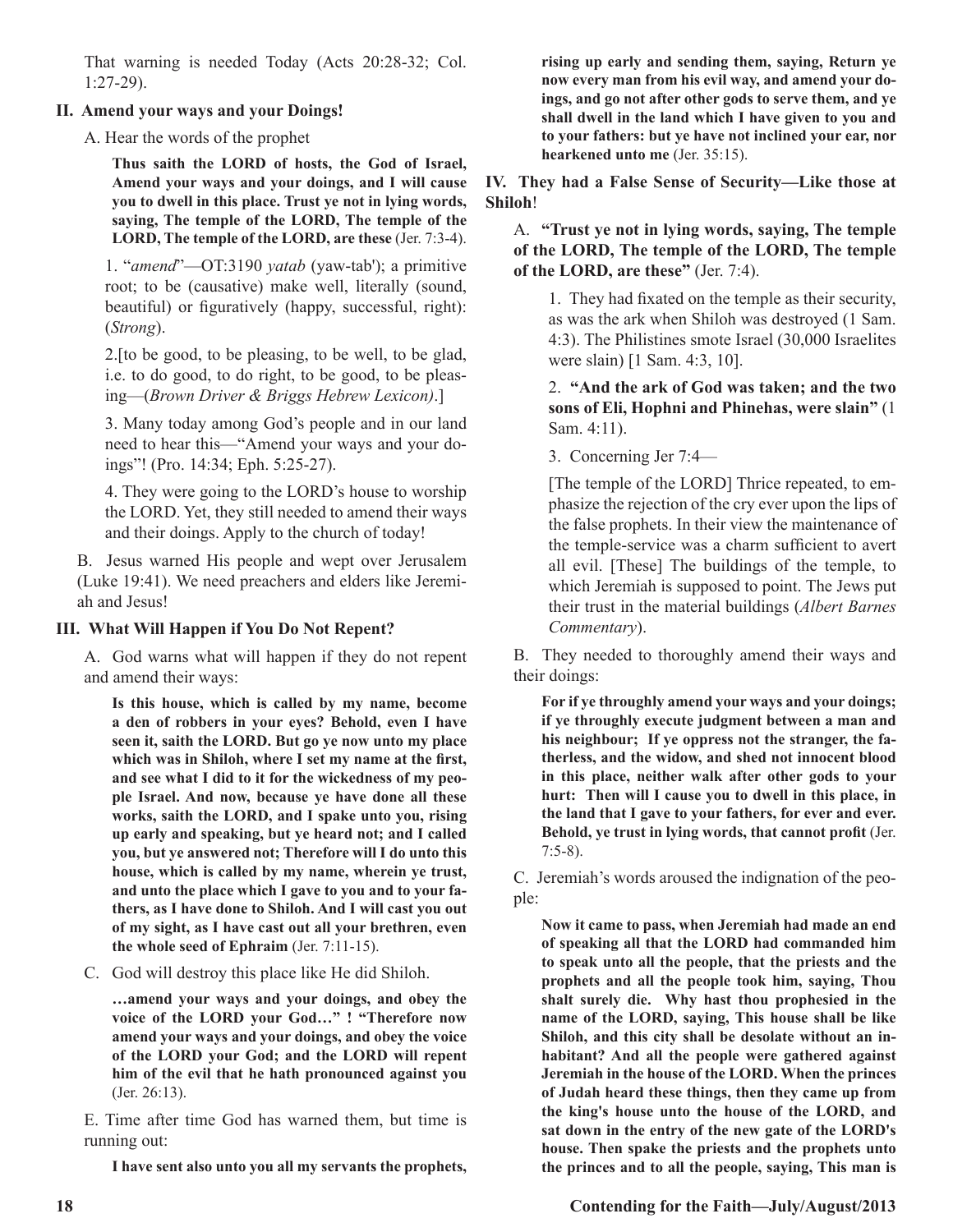That warning is needed Today (Acts 20:28-32; Col. 1:27-29).

**II. Amend your ways and your Doings!**

A. Hear the words of the prophet

**Thus saith the LORD of hosts, the God of Israel, Amend your ways and your doings, and I will cause you to dwell in this place. Trust ye not in lying words, saying, The temple of the LORD, The temple of the LORD, The temple of the LORD, are these** (Jer. 7:3-4).

1. "*amend*"—OT:3190 *yatab* (yaw-tab'); a primitive root; to be (causative) make well, literally (sound, beautiful) or figuratively (happy, successful, right): (*Strong*).

2.[to be good, to be pleasing, to be well, to be glad, i.e. to do good, to do right, to be good, to be pleasing—(*Brown Driver & Briggs Hebrew Lexicon)*.]

3. Many today among God's people and in our land need to hear this—"Amend your ways and your doings"! (Pro. 14:34; Eph. 5:25-27).

4. They were going to the LORD's house to worship the LORD. Yet, they still needed to amend their ways and their doings. Apply to the church of today!

B. Jesus warned His people and wept over Jerusalem (Luke 19:41). We need preachers and elders like Jeremiah and Jesus!

**III. What Will Happen if You Do Not Repent?**

A. God warns what will happen if they do not repent and amend their ways:

**Is this house, which is called by my name, become a den of robbers in your eyes? Behold, even I have seen it, saith the LORD. But go ye now unto my place which was in Shiloh, where I set my name at the first, and see what I did to it for the wickedness of my people Israel. And now, because ye have done all these works, saith the LORD, and I spake unto you, rising up early and speaking, but ye heard not; and I called you, but ye answered not; Therefore will I do unto this house, which is called by my name, wherein ye trust, and unto the place which I gave to you and to your fathers, as I have done to Shiloh. And I will cast you out of my sight, as I have cast out all your brethren, even the whole seed of Ephraim** (Jer. 7:11-15).

C. God will destroy this place like He did Shiloh.

**…amend your ways and your doings, and obey the voice of the LORD your God…" ! "Therefore now amend your ways and your doings, and obey the voice of the LORD your God; and the LORD will repent him of the evil that he hath pronounced against you** (Jer. 26:13).

E. Time after time God has warned them, but time is running out:

**I have sent also unto you all my servants the prophets, rising up early and sending them, saying, Return ye now every man from his evil way, and amend your doings, and go not after other gods to serve them, and ye shall dwell in the land which I have given to you and to your fathers: but ye have not inclined your ear, nor hearkened unto me** (Jer. 35:15).

**IV. They had a False Sense of Security—Like those at Shiloh**!

A. **"Trust ye not in lying words, saying, The temple of the LORD, The temple of the LORD, The temple of the LORD, are these"** (Jer. 7:4).

1. They had fixated on the temple as their security, as was the ark when Shiloh was destroyed (1 Sam. 4:3). The Philistines smote Israel (30,000 Israelites were slain) [1 Sam. 4:3, 10].

2. **"And the ark of God was taken; and the two sons of Eli, Hophni and Phinehas, were slain"** (1 Sam. 4:11).

3. Concerning Jer 7:4—

[The temple of the LORD] Thrice repeated, to emphasize the rejection of the cry ever upon the lips of the false prophets. In their view the maintenance of the temple-service was a charm sufficient to avert all evil. [These] The buildings of the temple, to which Jeremiah is supposed to point. The Jews put their trust in the material buildings (*Albert Barnes Commentary*).

B. They needed to thoroughly amend their ways and their doings:

**For if ye throughly amend your ways and your doings; if ye throughly execute judgment between a man and his neighbour; If ye oppress not the stranger, the fatherless, and the widow, and shed not innocent blood in this place, neither walk after other gods to your hurt: Then will I cause you to dwell in this place, in the land that I gave to your fathers, for ever and ever. Behold, ye trust in lying words, that cannot profit** (Jer. 7:5-8).

C. Jeremiah's words aroused the indignation of the people:

**Now it came to pass, when Jeremiah had made an end of speaking all that the LORD had commanded him to speak unto all the people, that the priests and the prophets and all the people took him, saying, Thou shalt surely die. Why hast thou prophesied in the name of the LORD, saying, This house shall be like Shiloh, and this city shall be desolate without an inhabitant? And all the people were gathered against Jeremiah in the house of the LORD. When the princes of Judah heard these things, then they came up from the king's house unto the house of the LORD, and sat down in the entry of the new gate of the LORD's house. Then spake the priests and the prophets unto the princes and to all the people, saying, This man is**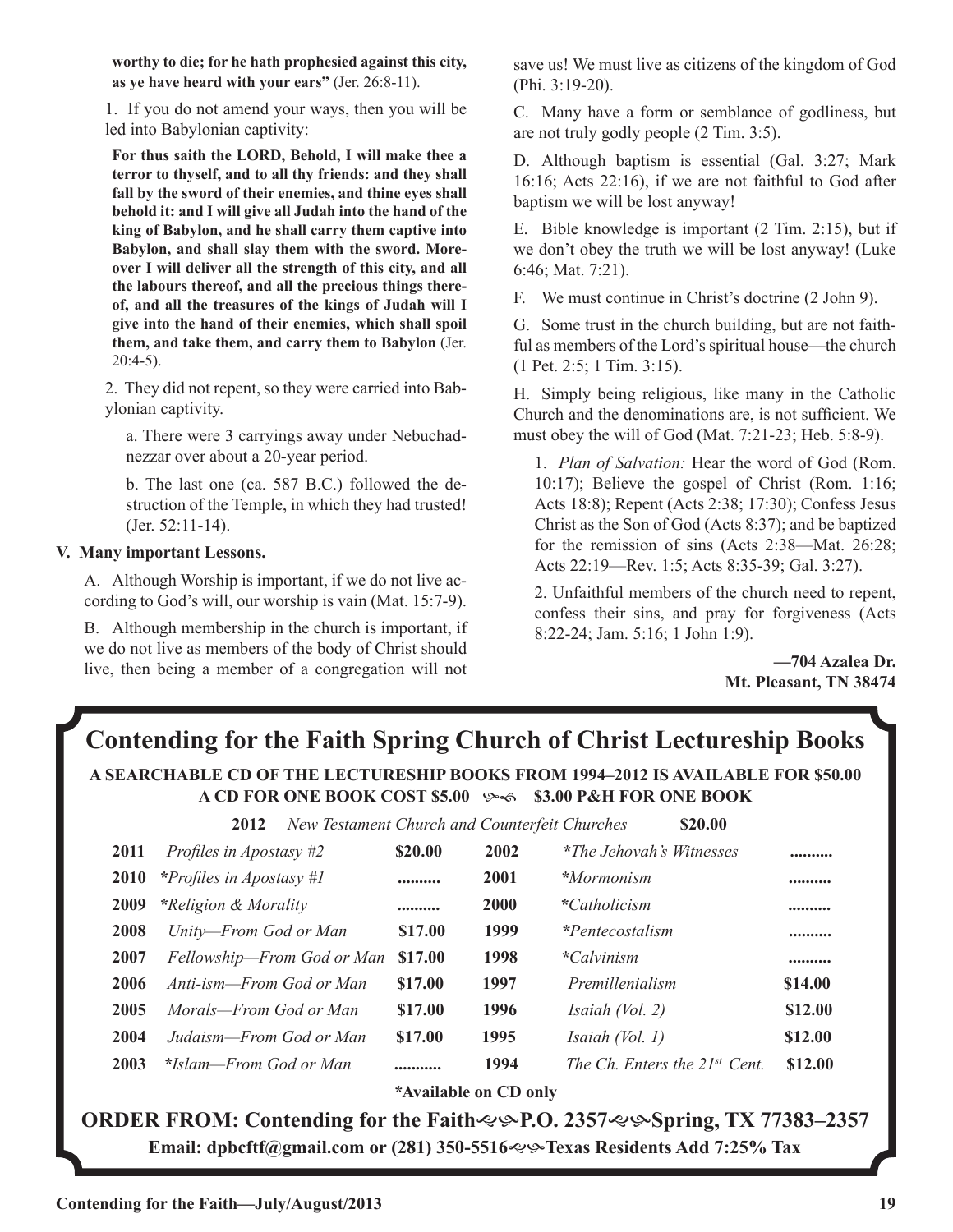**worthy to die; for he hath prophesied against this city, as ye have heard with your ears"** (Jer. 26:8-11).

1. If you do not amend your ways, then you will be led into Babylonian captivity:

**For thus saith the LORD, Behold, I will make thee a terror to thyself, and to all thy friends: and they shall fall by the sword of their enemies, and thine eyes shall behold it: and I will give all Judah into the hand of the king of Babylon, and he shall carry them captive into Babylon, and shall slay them with the sword. Moreover I will deliver all the strength of this city, and all the labours thereof, and all the precious things thereof, and all the treasures of the kings of Judah will I give into the hand of their enemies, which shall spoil them, and take them, and carry them to Babylon** (Jer. 20:4-5).

2. They did not repent, so they were carried into Babylonian captivity.

a. There were 3 carryings away under Nebuchadnezzar over about a 20-year period.

b. The last one (ca. 587 B.C.) followed the destruction of the Temple, in which they had trusted! (Jer. 52:11-14).

**V. Many important Lessons.**

A. Although Worship is important, if we do not live according to God's will, our worship is vain (Mat. 15:7-9).

B. Although membership in the church is important, if we do not live as members of the body of Christ should live, then being a member of a congregation will not save us! We must live as citizens of the kingdom of God (Phi. 3:19-20).

C. Many have a form or semblance of godliness, but are not truly godly people (2 Tim. 3:5).

D. Although baptism is essential (Gal. 3:27; Mark 16:16; Acts 22:16), if we are not faithful to God after baptism we will be lost anyway!

E. Bible knowledge is important (2 Tim. 2:15), but if we don't obey the truth we will be lost anyway! (Luke 6:46; Mat. 7:21).

F. We must continue in Christ's doctrine (2 John 9).

G. Some trust in the church building, but are not faithful as members of the Lord's spiritual house—the church (1 Pet. 2:5; 1 Tim. 3:15).

H. Simply being religious, like many in the Catholic Church and the denominations are, is not sufficient. We must obey the will of God (Mat. 7:21-23; Heb. 5:8-9).

1. *Plan of Salvation:* Hear the word of God (Rom. 10:17); Believe the gospel of Christ (Rom. 1:16; Acts 18:8); Repent (Acts 2:38; 17:30); Confess Jesus Christ as the Son of God (Acts 8:37); and be baptized for the remission of sins (Acts 2:38—Mat. 26:28; Acts 22:19—Rev. 1:5; Acts 8:35-39; Gal. 3:27).

2. Unfaithful members of the church need to repent, confess their sins, and pray for forgiveness (Acts 8:22-24; Jam. 5:16; 1 John 1:9).

**—704 Azalea Dr.**
**Mt. Pleasant, TN 38474**

## Contending for the Faith Spring Church of Christ Lectureship Books

**A SEARCHABLE CD OF THE LECTURESHIP BOOKS FROM 1994–2012 IS AVAILABLE FOR $50.00**
**A CD FOR ONE BOOK COST $5.00 — $3.00 P&H FOR ONE BOOK**

**2012** *New Testament Church and Counterfeit Churches* **$20.00**

| Year | Title | Price | Year | Title | Price |
|---|---|---|---|---|---|
| **2011** | *Profiles in Apostasy #2* | **$20.00** | **2002** | *\*The Jehovah's Witnesses* | .......... |
| **2010** | *\*Profiles in Apostasy #1* | .......... | **2001** | *\*Mormonism* | .......... |
| **2009** | *\*Religion & Morality* | .......... | **2000** | *\*Catholicism* | .......... |
| **2008** | *Unity—From God or Man* | **$17.00** | **1999** | *\*Pentecostalism* | .......... |
| **2007** | *Fellowship—From God or Man* | **$17.00** | **1998** | *\*Calvinism* | .......... |
| **2006** | *Anti-ism—From God or Man* | **$17.00** | **1997** | *Premillenialism* | **$14.00** |
| **2005** | *Morals—From God or Man* | **$17.00** | **1996** | *Isaiah (Vol. 2)* | **$12.00** |
| **2004** | *Judaism—From God or Man* | **$17.00** | **1995** | *Isaiah (Vol. 1)* | **$12.00** |
| **2003** | *\*Islam—From God or Man* | .......... | **1994** | *The Ch. Enters the 21st Cent.* | **$12.00** |

**\*Available on CD only**

**ORDER FROM: Contending for the Faith—P.O. 2357—Spring, TX 77383–2357**
**Email: dpbcftf@gmail.com or (281) 350-5516—Texas Residents Add 7:25% Tax**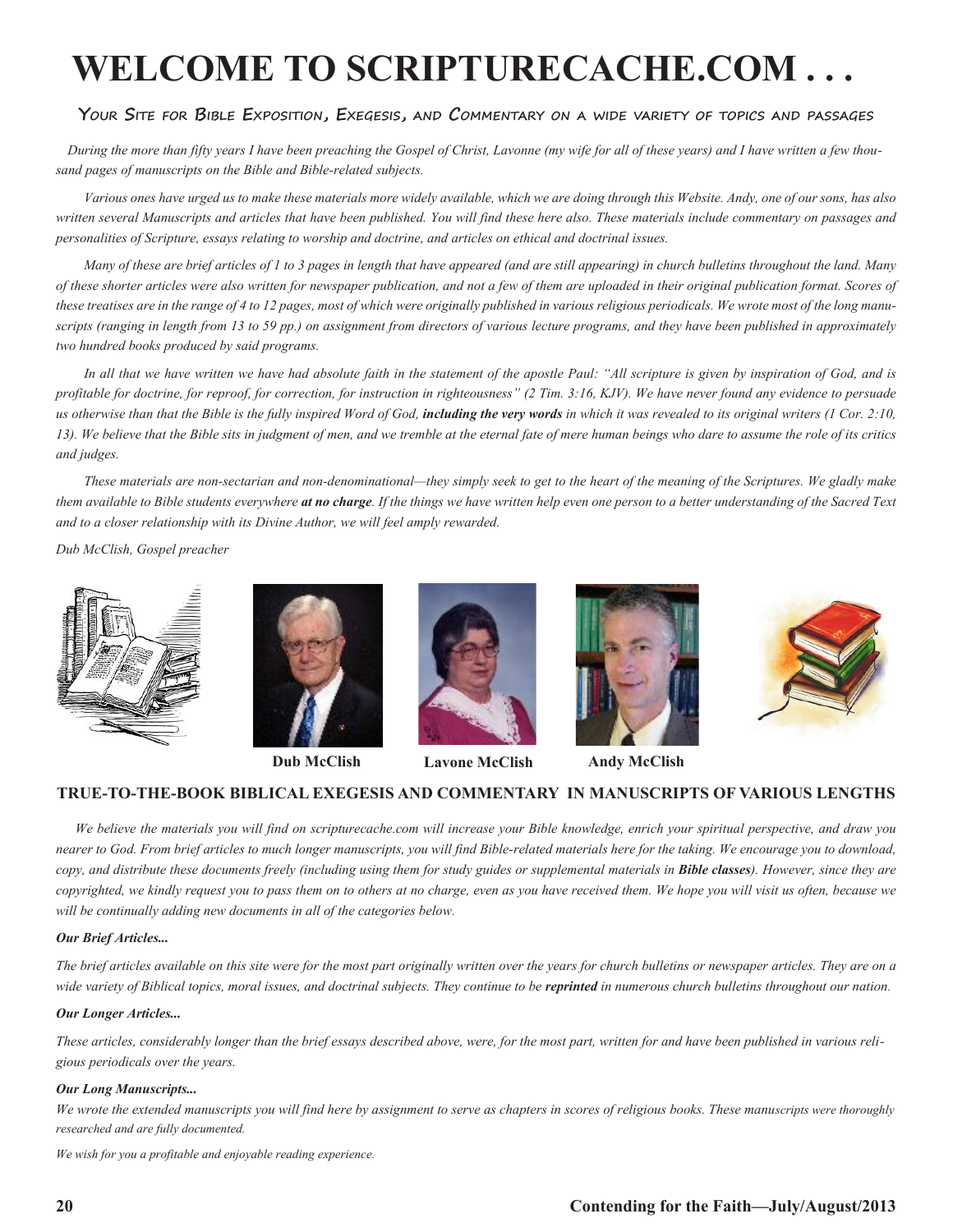# WELCOME TO SCRIPTURECACHE.COM . . .

## Your Site for Bible Exposition, Exegesis, and Commentary on a wide variety of topics and passages

*During the more than fifty years I have been preaching the Gospel of Christ, Lavonne (my wife for all of these years) and I have written a few thousand pages of manuscripts on the Bible and Bible-related subjects.*

*Various ones have urged us to make these materials more widely available, which we are doing through this Website. Andy, one of our sons, has also written several Manuscripts and articles that have been published. You will find these here also. These materials include commentary on passages and personalities of Scripture, essays relating to worship and doctrine, and articles on ethical and doctrinal issues.*

*Many of these are brief articles of 1 to 3 pages in length that have appeared (and are still appearing) in church bulletins throughout the land. Many of these shorter articles were also written for newspaper publication, and not a few of them are uploaded in their original publication format. Scores of these treatises are in the range of 4 to 12 pages, most of which were originally published in various religious periodicals. We wrote most of the long manuscripts (ranging in length from 13 to 59 pp.) on assignment from directors of various lecture programs, and they have been published in approximately two hundred books produced by said programs.*

*In all that we have written we have had absolute faith in the statement of the apostle Paul: "All scripture is given by inspiration of God, and is profitable for doctrine, for reproof, for correction, for instruction in righteousness" (2 Tim. 3:16, KJV). We have never found any evidence to persuade us otherwise than that the Bible is the fully inspired Word of God,* ***including the very words*** *in which it was revealed to its original writers (1 Cor. 2:10, 13). We believe that the Bible sits in judgment of men, and we tremble at the eternal fate of mere human beings who dare to assume the role of its critics and judges.*

*These materials are non-sectarian and non-denominational—they simply seek to get to the heart of the meaning of the Scriptures. We gladly make them available to Bible students everywhere* ***at no charge****. If the things we have written help even one person to a better understanding of the Sacred Text and to a closer relationship with its Divine Author, we will feel amply rewarded.*

*Dub McClish, Gospel preacher*

**Dub McClish** **Lavone McClish** **Andy McClish**

### TRUE-TO-THE-BOOK BIBLICAL EXEGESIS AND COMMENTARY IN MANUSCRIPTS OF VARIOUS LENGTHS

*We believe the materials you will find on scripturecache.com will increase your Bible knowledge, enrich your spiritual perspective, and draw you nearer to God. From brief articles to much longer manuscripts, you will find Bible-related materials here for the taking. We encourage you to download, copy, and distribute these documents freely (including using them for study guides or supplemental materials in* ***Bible classes****). However, since they are copyrighted, we kindly request you to pass them on to others at no charge, even as you have received them. We hope you will visit us often, because we will be continually adding new documents in all of the categories below.*

***Our Brief Articles...***

*The brief articles available on this site were for the most part originally written over the years for church bulletins or newspaper articles. They are on a wide variety of Biblical topics, moral issues, and doctrinal subjects. They continue to be* ***reprinted*** *in numerous church bulletins throughout our nation.*

***Our Longer Articles...***

*These articles, considerably longer than the brief essays described above, were, for the most part, written for and have been published in various religious periodicals over the years.*

***Our Long Manuscripts...***

*We wrote the extended manuscripts you will find here by assignment to serve as chapters in scores of religious books. These manuscripts were thoroughly researched and are fully documented.*

*We wish for you a profitable and enjoyable reading experience.*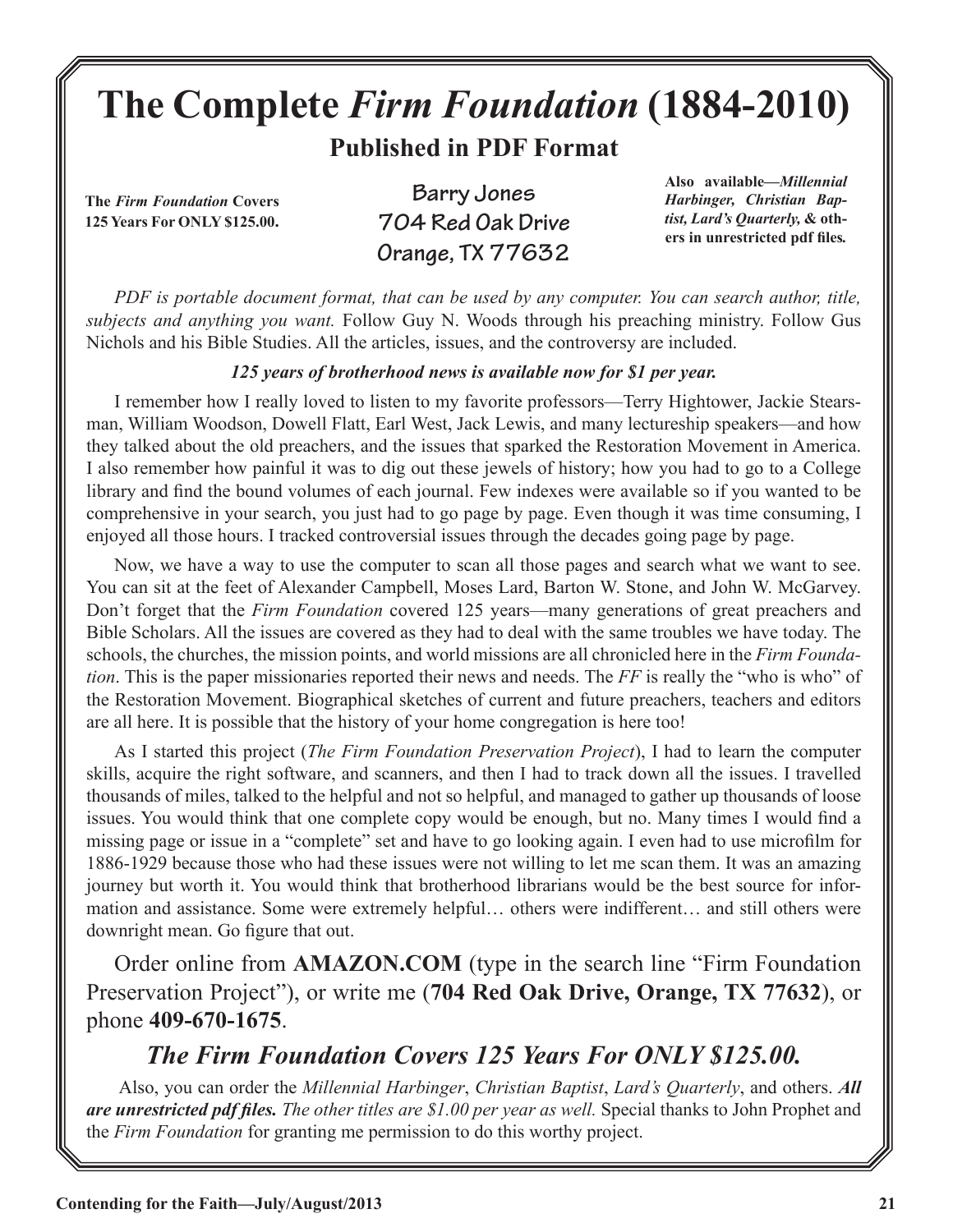# The Complete *Firm Foundation* (1884-2010)

## Published in PDF Format

**The *Firm Foundation* Covers 125 Years For ONLY $125.00.**

**Barry Jones**
**704 Red Oak Drive**
**Orange, TX 77632**

**Also available—*Millennial Harbinger, Christian Baptist, Lard's Quarterly,* & others in unrestricted pdf files.**

*PDF is portable document format, that can be used by any computer. You can search author, title, subjects and anything you want.* Follow Guy N. Woods through his preaching ministry. Follow Gus Nichols and his Bible Studies. All the articles, issues, and the controversy are included.

***125 years of brotherhood news is available now for $1 per year.***

I remember how I really loved to listen to my favorite professors—Terry Hightower, Jackie Stearsman, William Woodson, Dowell Flatt, Earl West, Jack Lewis, and many lectureship speakers—and how they talked about the old preachers, and the issues that sparked the Restoration Movement in America. I also remember how painful it was to dig out these jewels of history; how you had to go to a College library and find the bound volumes of each journal. Few indexes were available so if you wanted to be comprehensive in your search, you just had to go page by page. Even though it was time consuming, I enjoyed all those hours. I tracked controversial issues through the decades going page by page.

Now, we have a way to use the computer to scan all those pages and search what we want to see. You can sit at the feet of Alexander Campbell, Moses Lard, Barton W. Stone, and John W. McGarvey. Don't forget that the *Firm Foundation* covered 125 years—many generations of great preachers and Bible Scholars. All the issues are covered as they had to deal with the same troubles we have today. The schools, the churches, the mission points, and world missions are all chronicled here in the *Firm Foundation*. This is the paper missionaries reported their news and needs. The *FF* is really the "who is who" of the Restoration Movement. Biographical sketches of current and future preachers, teachers and editors are all here. It is possible that the history of your home congregation is here too!

As I started this project (*The Firm Foundation Preservation Project*), I had to learn the computer skills, acquire the right software, and scanners, and then I had to track down all the issues. I travelled thousands of miles, talked to the helpful and not so helpful, and managed to gather up thousands of loose issues. You would think that one complete copy would be enough, but no. Many times I would find a missing page or issue in a "complete" set and have to go looking again. I even had to use microfilm for 1886-1929 because those who had these issues were not willing to let me scan them. It was an amazing journey but worth it. You would think that brotherhood librarians would be the best source for information and assistance. Some were extremely helpful… others were indifferent… and still others were downright mean. Go figure that out.

Order online from **AMAZON.COM** (type in the search line "Firm Foundation Preservation Project"), or write me (**704 Red Oak Drive, Orange, TX 77632**), or phone **409-670-1675**.

### *The Firm Foundation Covers 125 Years For ONLY $125.00.*

Also, you can order the *Millennial Harbinger*, *Christian Baptist*, *Lard's Quarterly*, and others. ***All are unrestricted pdf files.*** *The other titles are $1.00 per year as well.* Special thanks to John Prophet and the *Firm Foundation* for granting me permission to do this worthy project.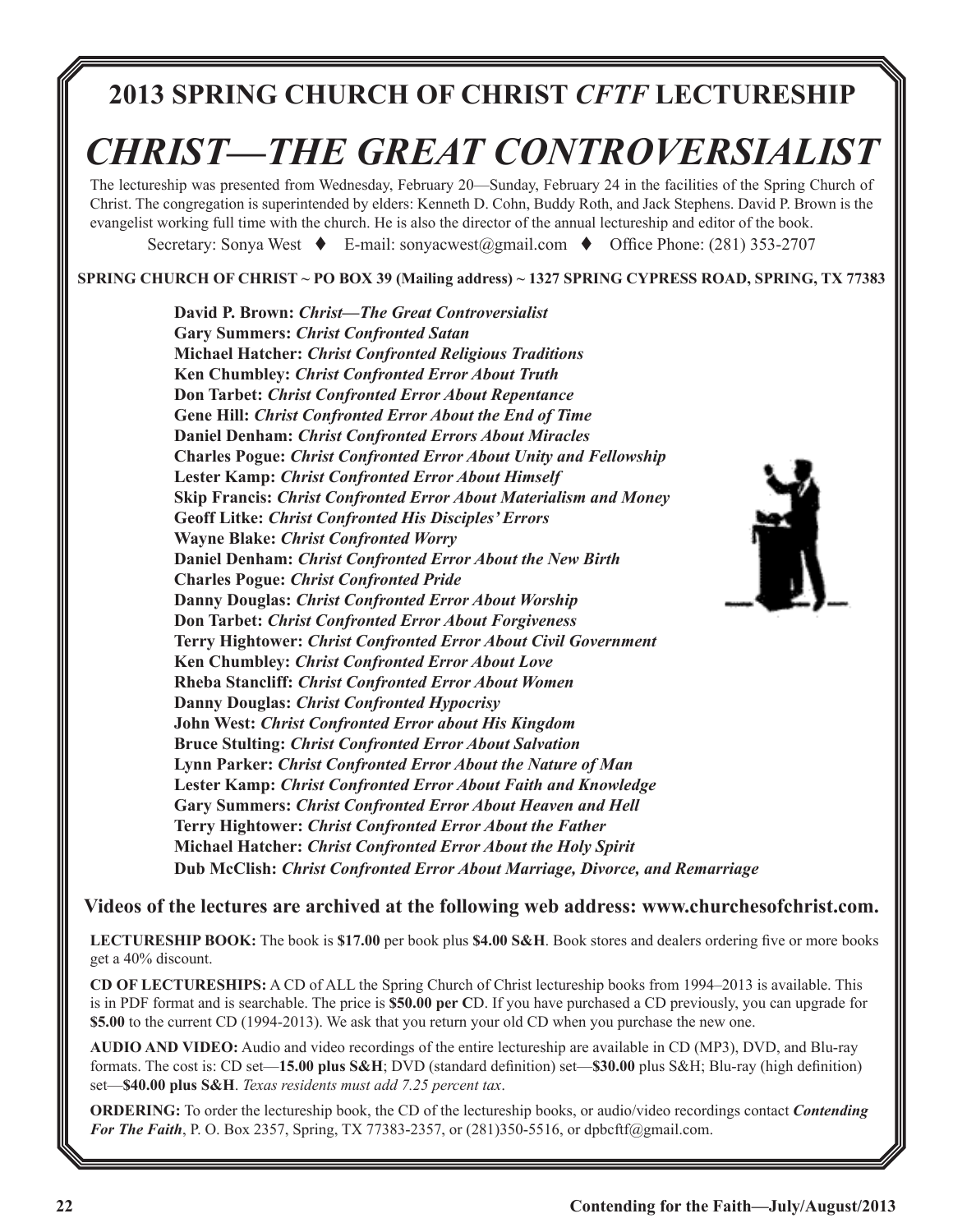## 2013 SPRING CHURCH OF CHRIST *CFTF* LECTURESHIP

# *CHRIST—THE GREAT CONTROVERSIALIST*

The lectureship was presented from Wednesday, February 20—Sunday, February 24 in the facilities of the Spring Church of Christ. The congregation is superintended by elders: Kenneth D. Cohn, Buddy Roth, and Jack Stephens. David P. Brown is the evangelist working full time with the church. He is also the director of the annual lectureship and editor of the book.

Secretary: Sonya West ♦ E-mail: sonyacwest@gmail.com ♦ Office Phone: (281) 353-2707

**SPRING CHURCH OF CHRIST ~ PO BOX 39 (Mailing address) ~ 1327 SPRING CYPRESS ROAD, SPRING, TX 77383**

**David P. Brown:** ***Christ—The Great Controversialist***
**Gary Summers:** ***Christ Confronted Satan***
**Michael Hatcher:** ***Christ Confronted Religious Traditions***
**Ken Chumbley:** ***Christ Confronted Error About Truth***
**Don Tarbet:** ***Christ Confronted Error About Repentance***
**Gene Hill:** ***Christ Confronted Error About the End of Time***
**Daniel Denham:** ***Christ Confronted Errors About Miracles***
**Charles Pogue:** ***Christ Confronted Error About Unity and Fellowship***
**Lester Kamp:** ***Christ Confronted Error About Himself***
**Skip Francis:** ***Christ Confronted Error About Materialism and Money***
**Geoff Litke:** ***Christ Confronted His Disciples' Errors***
**Wayne Blake:** ***Christ Confronted Worry***
**Daniel Denham:** ***Christ Confronted Error About the New Birth***
**Charles Pogue:** ***Christ Confronted Pride***
**Danny Douglas:** ***Christ Confronted Error About Worship***
**Don Tarbet:** ***Christ Confronted Error About Forgiveness***
**Terry Hightower:** ***Christ Confronted Error About Civil Government***
**Ken Chumbley:** ***Christ Confronted Error About Love***
**Rheba Stancliff:** ***Christ Confronted Error About Women***
**Danny Douglas:** ***Christ Confronted Hypocrisy***
**John West:** ***Christ Confronted Error about His Kingdom***
**Bruce Stulting:** ***Christ Confronted Error About Salvation***
**Lynn Parker:** ***Christ Confronted Error About the Nature of Man***
**Lester Kamp:** ***Christ Confronted Error About Faith and Knowledge***
**Gary Summers:** ***Christ Confronted Error About Heaven and Hell***
**Terry Hightower:** ***Christ Confronted Error About the Father***
**Michael Hatcher:** ***Christ Confronted Error About the Holy Spirit***
**Dub McClish:** ***Christ Confronted Error About Marriage, Divorce, and Remarriage***

**Videos of the lectures are archived at the following web address: www.churchesofchrist.com.**

**LECTURESHIP BOOK:** The book is **$17.00** per book plus **$4.00 S&H**. Book stores and dealers ordering five or more books get a 40% discount.

**CD OF LECTURESHIPS:** A CD of ALL the Spring Church of Christ lectureship books from 1994–2013 is available. This is in PDF format and is searchable. The price is **$50.00 per C**D. If you have purchased a CD previously, you can upgrade for **$5.00** to the current CD (1994-2013). We ask that you return your old CD when you purchase the new one.

**AUDIO AND VIDEO:** Audio and video recordings of the entire lectureship are available in CD (MP3), DVD, and Blu-ray formats. The cost is: CD set—**15.00 plus S&H**; DVD (standard definition) set—**$30.00** plus S&H; Blu-ray (high definition) set—**$40.00 plus S&H**. *Texas residents must add 7.25 percent tax*.

**ORDERING:** To order the lectureship book, the CD of the lectureship books, or audio/video recordings contact ***Contending For The Faith***, P. O. Box 2357, Spring, TX 77383-2357, or (281)350-5516, or dpbcftf@gmail.com.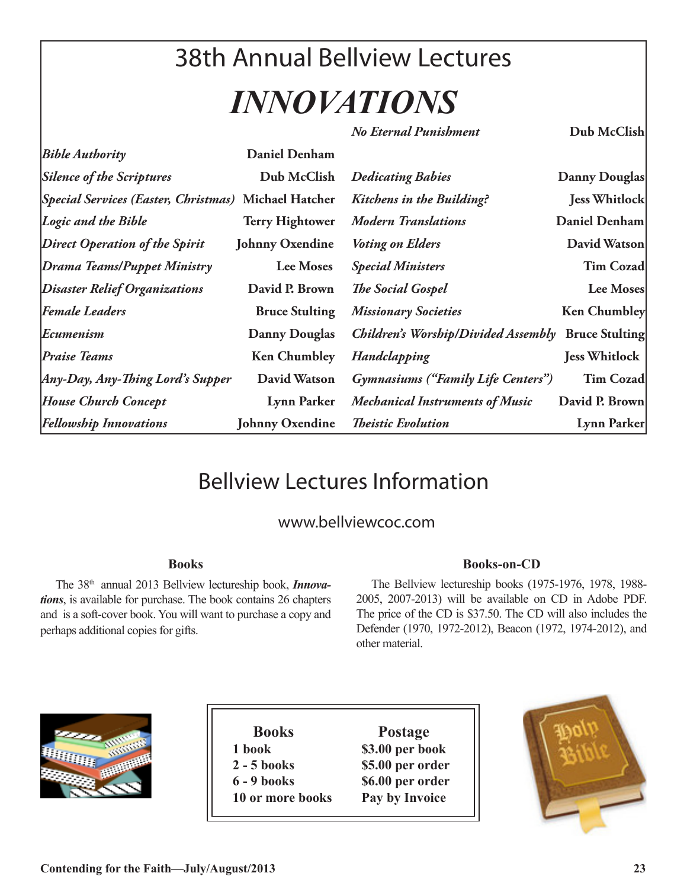# 38th Annual Bellview Lectures

## *INNOVATIONS*

| | | | |
|---|---|---|---|
| *Bible Authority* | **Daniel Denham** | *No Eternal Punishment* | **Dub McClish** |
| *Silence of the Scriptures* | **Dub McClish** | *Dedicating Babies* | **Danny Douglas** |
| *Special Services (Easter, Christmas)* | **Michael Hatcher** | *Kitchens in the Building?* | **Jess Whitlock** |
| *Logic and the Bible* | **Terry Hightower** | *Modern Translations* | **Daniel Denham** |
| *Direct Operation of the Spirit* | **Johnny Oxendine** | *Voting on Elders* | **David Watson** |
| *Drama Teams/Puppet Ministry* | **Lee Moses** | *Special Ministers* | **Tim Cozad** |
| *Disaster Relief Organizations* | **David P. Brown** | *The Social Gospel* | **Lee Moses** |
| *Female Leaders* | **Bruce Stulting** | *Missionary Societies* | **Ken Chumbley** |
| *Ecumenism* | **Danny Douglas** | *Children's Worship/Divided Assembly* | **Bruce Stulting** |
| *Praise Teams* | **Ken Chumbley** | *Handclapping* | **Jess Whitlock** |
| *Any-Day, Any-Thing Lord's Supper* | **David Watson** | *Gymnasiums ("Family Life Centers")* | **Tim Cozad** |
| *House Church Concept* | **Lynn Parker** | *Mechanical Instruments of Music* | **David P. Brown** |
| *Fellowship Innovations* | **Johnny Oxendine** | *Theistic Evolution* | **Lynn Parker** |

# Bellview Lectures Information

www.bellviewcoc.com

### Books

The 38th annual 2013 Bellview lectureship book, ***Innovations***, is available for purchase. The book contains 26 chapters and is a soft-cover book. You will want to purchase a copy and perhaps additional copies for gifts.

### Books-on-CD

The Bellview lectureship books (1975-1976, 1978, 1988-2005, 2007-2013) will be available on CD in Adobe PDF. The price of the CD is $37.50. The CD will also includes the Defender (1970, 1972-2012), Beacon (1972, 1974-2012), and other material.

| Books | Postage |
|---|---|
| 1 book | $3.00 per book |
| 2 - 5 books | $5.00 per order |
| 6 - 9 books | $6.00 per order |
| 10 or more books | Pay by Invoice |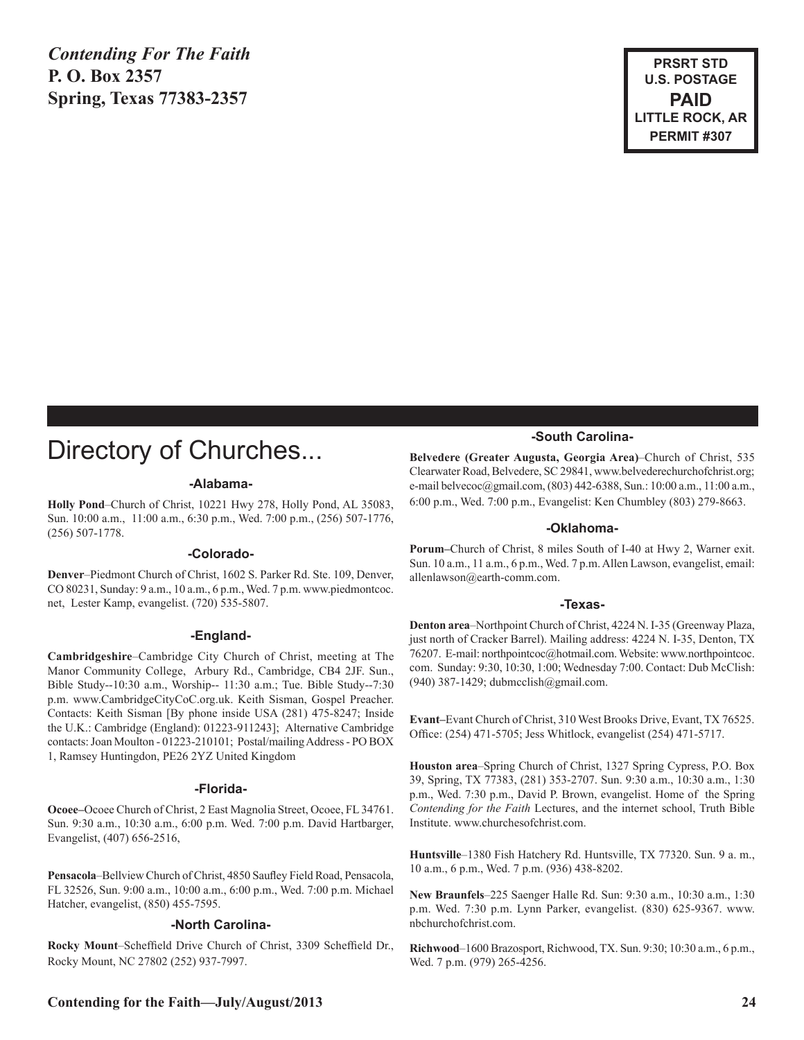*Contending For The Faith*
**P. O. Box 2357**
**Spring, Texas 77383-2357**

**PRSRT STD**
**U.S. POSTAGE**
**PAID**
**LITTLE ROCK, AR**
**PERMIT #307**

# Directory of Churches...

### -Alabama-

**Holly Pond**–Church of Christ, 10221 Hwy 278, Holly Pond, AL 35083, Sun. 10:00 a.m., 11:00 a.m., 6:30 p.m., Wed. 7:00 p.m., (256) 507-1776, (256) 507-1778.

### -Colorado-

**Denver**–Piedmont Church of Christ, 1602 S. Parker Rd. Ste. 109, Denver, CO 80231, Sunday: 9 a.m., 10 a.m., 6 p.m., Wed. 7 p.m. www.piedmontcoc.net, Lester Kamp, evangelist. (720) 535-5807.

### -England-

**Cambridgeshire**–Cambridge City Church of Christ, meeting at The Manor Community College, Arbury Rd., Cambridge, CB4 2JF. Sun., Bible Study--10:30 a.m., Worship-- 11:30 a.m.; Tue. Bible Study--7:30 p.m. www.CambridgeCityCoC.org.uk. Keith Sisman, Gospel Preacher. Contacts: Keith Sisman [By phone inside USA (281) 475-8247; Inside the U.K.: Cambridge (England): 01223-911243]; Alternative Cambridge contacts: Joan Moulton - 01223-210101; Postal/mailing Address - PO BOX 1, Ramsey Huntingdon, PE26 2YZ United Kingdom

### -Florida-

**Ocoee–**Ocoee Church of Christ, 2 East Magnolia Street, Ocoee, FL 34761. Sun. 9:30 a.m., 10:30 a.m., 6:00 p.m. Wed. 7:00 p.m. David Hartbarger, Evangelist, (407) 656-2516,

**Pensacola**–Bellview Church of Christ, 4850 Saufley Field Road, Pensacola, FL 32526, Sun. 9:00 a.m., 10:00 a.m., 6:00 p.m., Wed. 7:00 p.m. Michael Hatcher, evangelist, (850) 455-7595.

### -North Carolina-

**Rocky Mount**–Scheffield Drive Church of Christ, 3309 Scheffield Dr., Rocky Mount, NC 27802 (252) 937-7997.

### -South Carolina-

**Belvedere (Greater Augusta, Georgia Area)**–Church of Christ, 535 Clearwater Road, Belvedere, SC 29841, www.belvederechurchofchrist.org; e-mail belvecoc@gmail.com, (803) 442-6388, Sun.: 10:00 a.m., 11:00 a.m., 6:00 p.m., Wed. 7:00 p.m., Evangelist: Ken Chumbley (803) 279-8663.

### -Oklahoma-

**Porum–**Church of Christ, 8 miles South of I-40 at Hwy 2, Warner exit. Sun. 10 a.m., 11 a.m., 6 p.m., Wed. 7 p.m. Allen Lawson, evangelist, email: allenlawson@earth-comm.com.

### -Texas-

**Denton area**–Northpoint Church of Christ, 4224 N. I-35 (Greenway Plaza, just north of Cracker Barrel). Mailing address: 4224 N. I-35, Denton, TX 76207. E-mail: northpointcoc@hotmail.com. Website: www.northpointcoc.com. Sunday: 9:30, 10:30, 1:00; Wednesday 7:00. Contact: Dub McClish: (940) 387-1429; dubmcclish@gmail.com.

**Evant–**Evant Church of Christ, 310 West Brooks Drive, Evant, TX 76525. Office: (254) 471-5705; Jess Whitlock, evangelist (254) 471-5717.

**Houston area**–Spring Church of Christ, 1327 Spring Cypress, P.O. Box 39, Spring, TX 77383, (281) 353-2707. Sun. 9:30 a.m., 10:30 a.m., 1:30 p.m., Wed. 7:30 p.m., David P. Brown, evangelist. Home of the Spring *Contending for the Faith* Lectures, and the internet school, Truth Bible Institute. www.churchesofchrist.com.

**Huntsville**–1380 Fish Hatchery Rd. Huntsville, TX 77320. Sun. 9 a. m., 10 a.m., 6 p.m., Wed. 7 p.m. (936) 438-8202.

**New Braunfels**–225 Saenger Halle Rd. Sun: 9:30 a.m., 10:30 a.m., 1:30 p.m. Wed. 7:30 p.m. Lynn Parker, evangelist. (830) 625-9367. www.nbchurchofchrist.com.

**Richwood**–1600 Brazosport, Richwood, TX. Sun. 9:30; 10:30 a.m., 6 p.m., Wed. 7 p.m. (979) 265-4256.